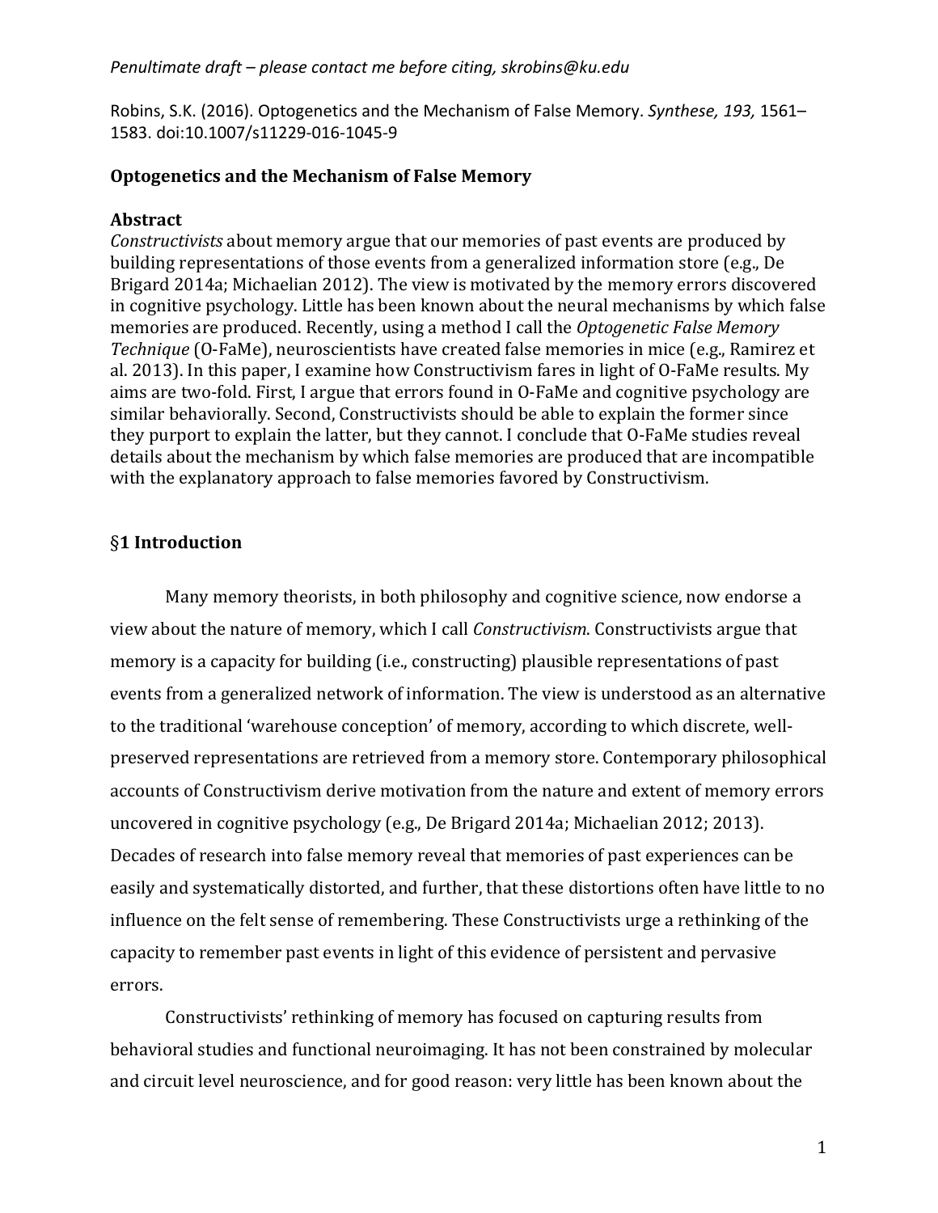*Penultimate draft – please contact me before citing, skrobins@ku.edu*

Robins, S.K. (2016). Optogenetics and the Mechanism of False Memory. *Synthese, 193,* 1561–1583. doi:10.1007/s11229-016-1045-9

**Optogenetics and the Mechanism of False Memory**

**Abstract**

*Constructivists* about memory argue that our memories of past events are produced by building representations of those events from a generalized information store (e.g., De Brigard 2014a; Michaelian 2012). The view is motivated by the memory errors discovered in cognitive psychology. Little has been known about the neural mechanisms by which false memories are produced. Recently, using a method I call the *Optogenetic False Memory Technique* (O-FaMe), neuroscientists have created false memories in mice (e.g., Ramirez et al. 2013). In this paper, I examine how Constructivism fares in light of O-FaMe results. My aims are two-fold. First, I argue that errors found in O-FaMe and cognitive psychology are similar behaviorally. Second, Constructivists should be able to explain the former since they purport to explain the latter, but they cannot. I conclude that O-FaMe studies reveal details about the mechanism by which false memories are produced that are incompatible with the explanatory approach to false memories favored by Constructivism.

## §1 Introduction

Many memory theorists, in both philosophy and cognitive science, now endorse a view about the nature of memory, which I call *Constructivism*. Constructivists argue that memory is a capacity for building (i.e., constructing) plausible representations of past events from a generalized network of information. The view is understood as an alternative to the traditional 'warehouse conception' of memory, according to which discrete, well-preserved representations are retrieved from a memory store. Contemporary philosophical accounts of Constructivism derive motivation from the nature and extent of memory errors uncovered in cognitive psychology (e.g., De Brigard 2014a; Michaelian 2012; 2013). Decades of research into false memory reveal that memories of past experiences can be easily and systematically distorted, and further, that these distortions often have little to no influence on the felt sense of remembering. These Constructivists urge a rethinking of the capacity to remember past events in light of this evidence of persistent and pervasive errors.

Constructivists' rethinking of memory has focused on capturing results from behavioral studies and functional neuroimaging. It has not been constrained by molecular and circuit level neuroscience, and for good reason: very little has been known about the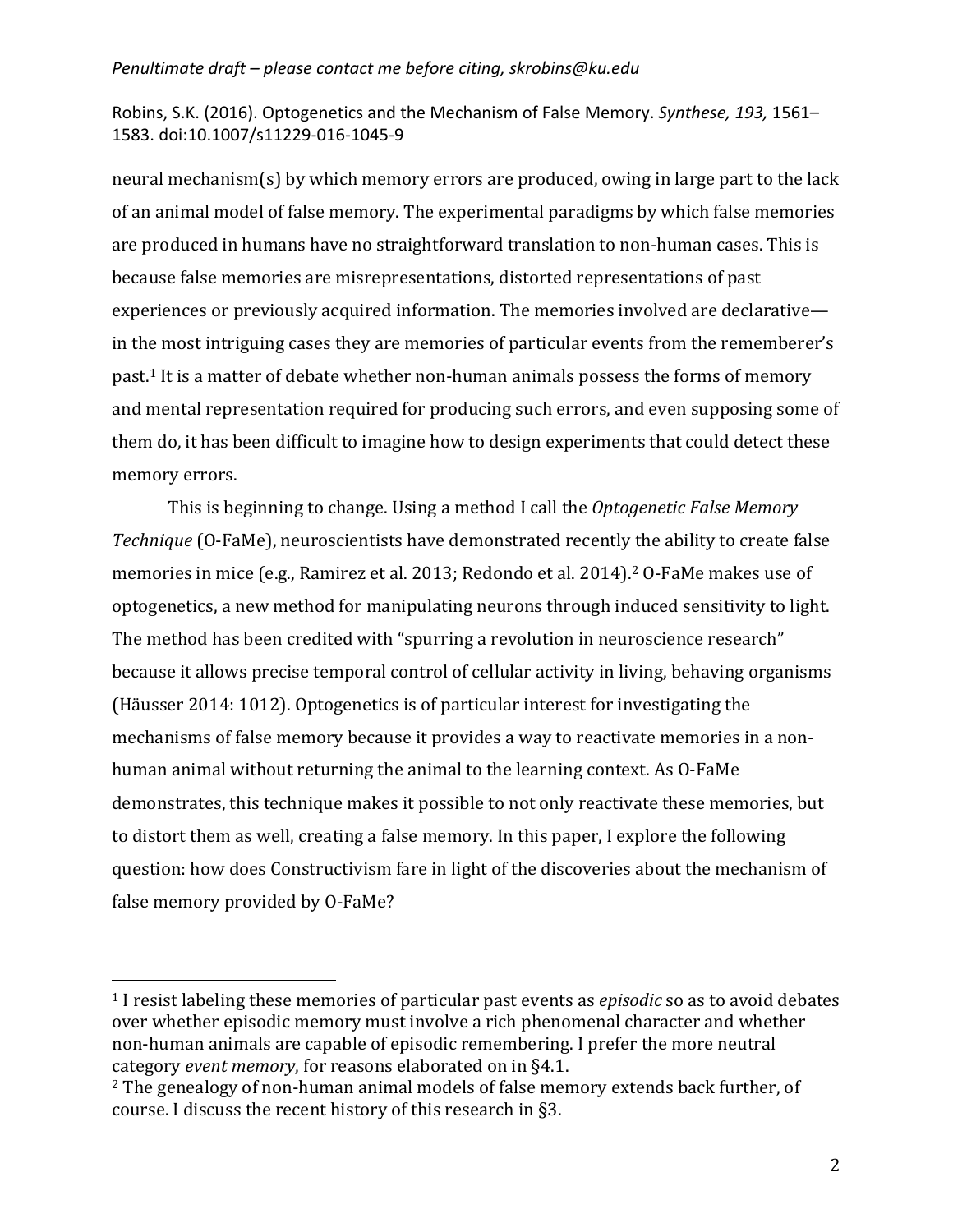neural mechanism(s) by which memory errors are produced, owing in large part to the lack of an animal model of false memory. The experimental paradigms by which false memories are produced in humans have no straightforward translation to non-human cases. This is because false memories are misrepresentations, distorted representations of past experiences or previously acquired information. The memories involved are declarative—in the most intriguing cases they are memories of particular events from the rememberer's past.[1] It is a matter of debate whether non-human animals possess the forms of memory and mental representation required for producing such errors, and even supposing some of them do, it has been difficult to imagine how to design experiments that could detect these memory errors.

This is beginning to change. Using a method I call the *Optogenetic False Memory Technique* (O-FaMe), neuroscientists have demonstrated recently the ability to create false memories in mice (e.g., Ramirez et al. 2013; Redondo et al. 2014).[2] O-FaMe makes use of optogenetics, a new method for manipulating neurons through induced sensitivity to light. The method has been credited with "spurring a revolution in neuroscience research" because it allows precise temporal control of cellular activity in living, behaving organisms (Häusser 2014: 1012). Optogenetics is of particular interest for investigating the mechanisms of false memory because it provides a way to reactivate memories in a non-human animal without returning the animal to the learning context. As O-FaMe demonstrates, this technique makes it possible to not only reactivate these memories, but to distort them as well, creating a false memory. In this paper, I explore the following question: how does Constructivism fare in light of the discoveries about the mechanism of false memory provided by O-FaMe?

---

[1] I resist labeling these memories of particular past events as *episodic* so as to avoid debates over whether episodic memory must involve a rich phenomenal character and whether non-human animals are capable of episodic remembering. I prefer the more neutral category *event memory*, for reasons elaborated on in §4.1.

[2] The genealogy of non-human animal models of false memory extends back further, of course. I discuss the recent history of this research in §3.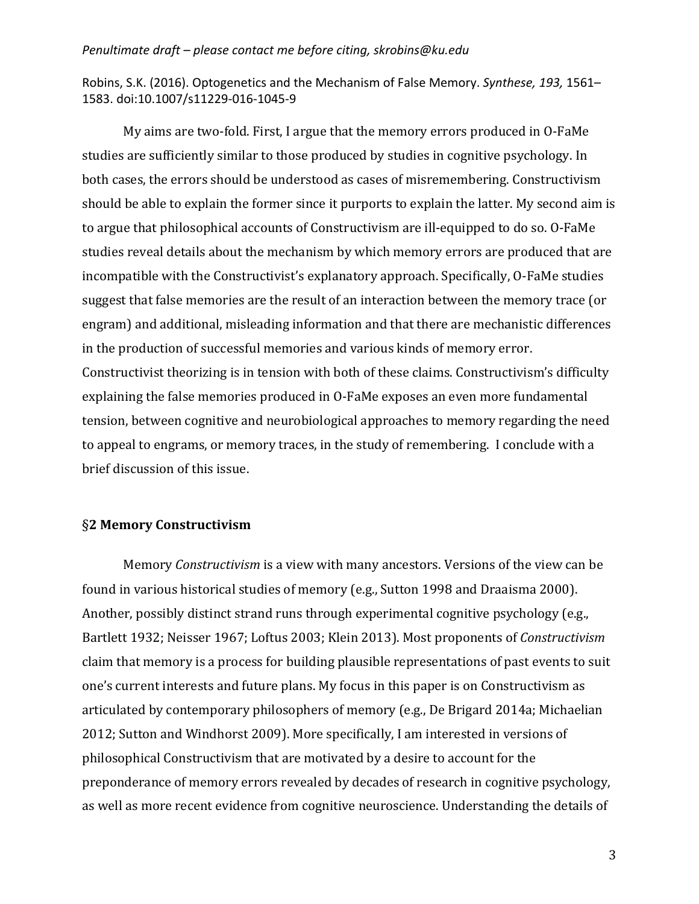My aims are two-fold. First, I argue that the memory errors produced in O-FaMe studies are sufficiently similar to those produced by studies in cognitive psychology. In both cases, the errors should be understood as cases of misremembering. Constructivism should be able to explain the former since it purports to explain the latter. My second aim is to argue that philosophical accounts of Constructivism are ill-equipped to do so. O-FaMe studies reveal details about the mechanism by which memory errors are produced that are incompatible with the Constructivist's explanatory approach. Specifically, O-FaMe studies suggest that false memories are the result of an interaction between the memory trace (or engram) and additional, misleading information and that there are mechanistic differences in the production of successful memories and various kinds of memory error. Constructivist theorizing is in tension with both of these claims. Constructivism's difficulty explaining the false memories produced in O-FaMe exposes an even more fundamental tension, between cognitive and neurobiological approaches to memory regarding the need to appeal to engrams, or memory traces, in the study of remembering. I conclude with a brief discussion of this issue.

## §2 Memory Constructivism

Memory *Constructivism* is a view with many ancestors. Versions of the view can be found in various historical studies of memory (e.g., Sutton 1998 and Draaisma 2000). Another, possibly distinct strand runs through experimental cognitive psychology (e.g., Bartlett 1932; Neisser 1967; Loftus 2003; Klein 2013). Most proponents of *Constructivism* claim that memory is a process for building plausible representations of past events to suit one's current interests and future plans. My focus in this paper is on Constructivism as articulated by contemporary philosophers of memory (e.g., De Brigard 2014a; Michaelian 2012; Sutton and Windhorst 2009). More specifically, I am interested in versions of philosophical Constructivism that are motivated by a desire to account for the preponderance of memory errors revealed by decades of research in cognitive psychology, as well as more recent evidence from cognitive neuroscience. Understanding the details of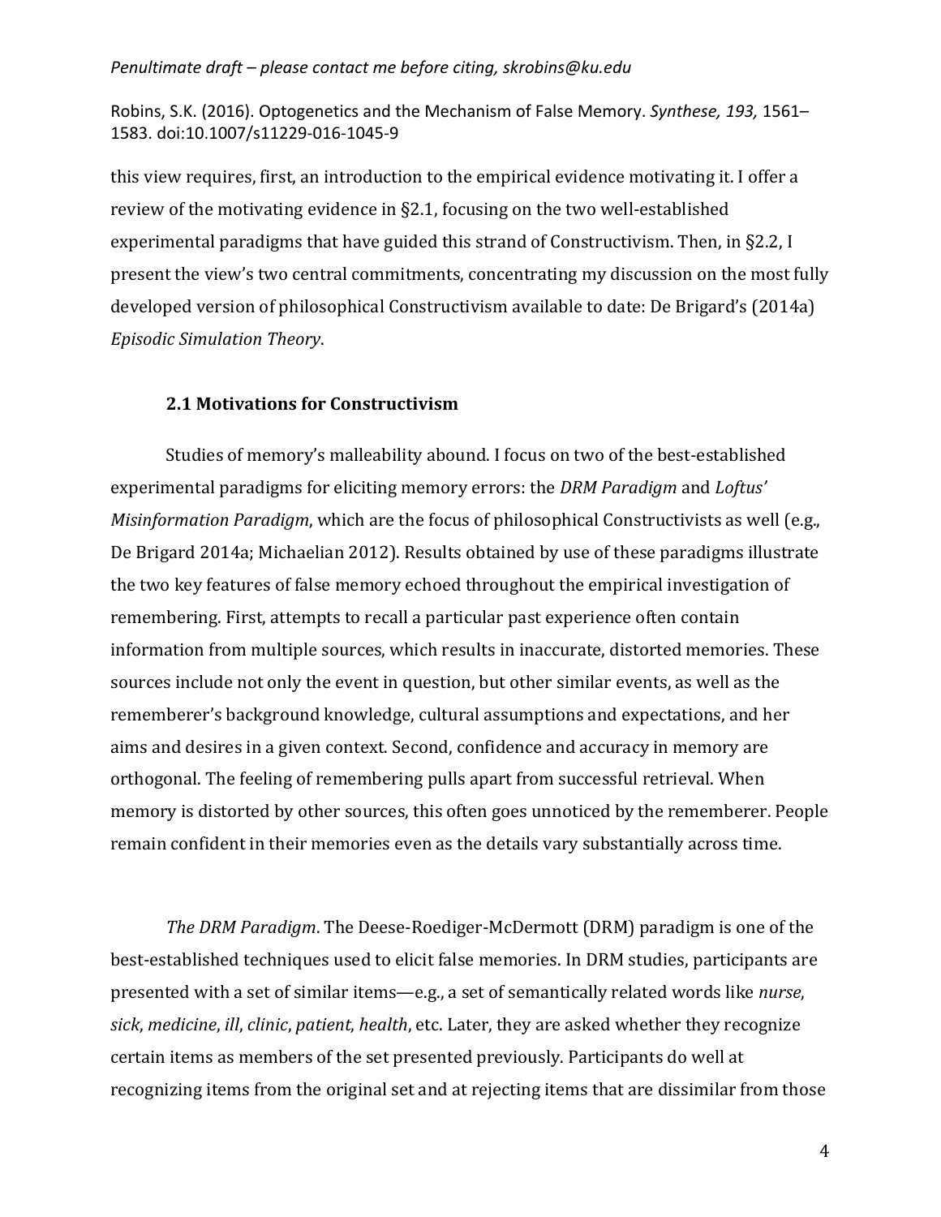this view requires, first, an introduction to the empirical evidence motivating it. I offer a review of the motivating evidence in §2.1, focusing on the two well-established experimental paradigms that have guided this strand of Constructivism. Then, in §2.2, I present the view's two central commitments, concentrating my discussion on the most fully developed version of philosophical Constructivism available to date: De Brigard's (2014a) *Episodic Simulation Theory*.

### 2.1 Motivations for Constructivism

Studies of memory's malleability abound. I focus on two of the best-established experimental paradigms for eliciting memory errors: the *DRM Paradigm* and *Loftus' Misinformation Paradigm*, which are the focus of philosophical Constructivists as well (e.g., De Brigard 2014a; Michaelian 2012). Results obtained by use of these paradigms illustrate the two key features of false memory echoed throughout the empirical investigation of remembering. First, attempts to recall a particular past experience often contain information from multiple sources, which results in inaccurate, distorted memories. These sources include not only the event in question, but other similar events, as well as the rememberer's background knowledge, cultural assumptions and expectations, and her aims and desires in a given context. Second, confidence and accuracy in memory are orthogonal. The feeling of remembering pulls apart from successful retrieval. When memory is distorted by other sources, this often goes unnoticed by the rememberer. People remain confident in their memories even as the details vary substantially across time.

*The DRM Paradigm*. The Deese-Roediger-McDermott (DRM) paradigm is one of the best-established techniques used to elicit false memories. In DRM studies, participants are presented with a set of similar items—e.g., a set of semantically related words like *nurse*, *sick*, *medicine*, *ill*, *clinic*, *patient*, *health*, etc. Later, they are asked whether they recognize certain items as members of the set presented previously. Participants do well at recognizing items from the original set and at rejecting items that are dissimilar from those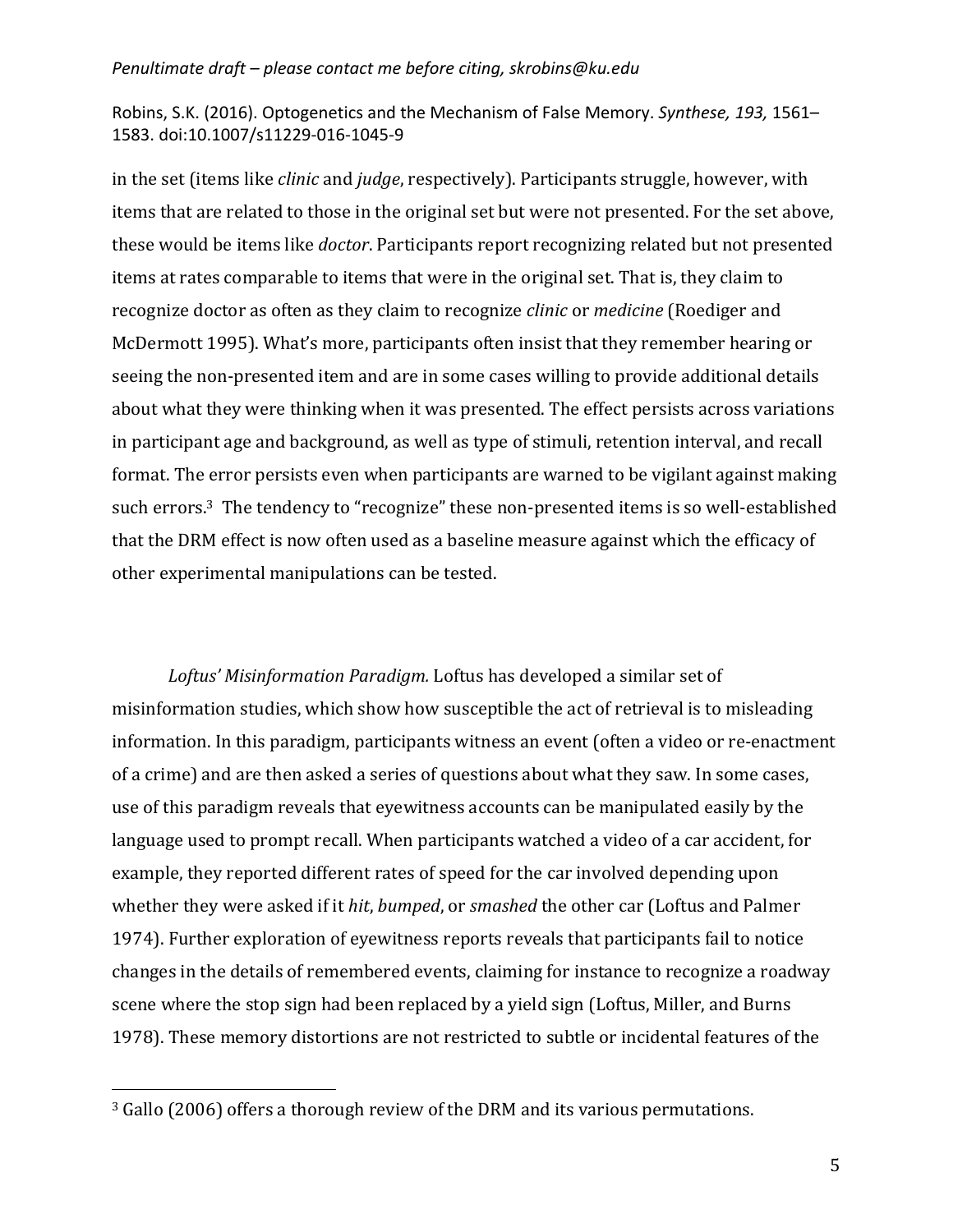in the set (items like *clinic* and *judge*, respectively). Participants struggle, however, with items that are related to those in the original set but were not presented. For the set above, these would be items like *doctor*. Participants report recognizing related but not presented items at rates comparable to items that were in the original set. That is, they claim to recognize doctor as often as they claim to recognize *clinic* or *medicine* (Roediger and McDermott 1995). What's more, participants often insist that they remember hearing or seeing the non-presented item and are in some cases willing to provide additional details about what they were thinking when it was presented. The effect persists across variations in participant age and background, as well as type of stimuli, retention interval, and recall format. The error persists even when participants are warned to be vigilant against making such errors.[3] The tendency to "recognize" these non-presented items is so well-established that the DRM effect is now often used as a baseline measure against which the efficacy of other experimental manipulations can be tested.

*Loftus' Misinformation Paradigm.* Loftus has developed a similar set of misinformation studies, which show how susceptible the act of retrieval is to misleading information. In this paradigm, participants witness an event (often a video or re-enactment of a crime) and are then asked a series of questions about what they saw. In some cases, use of this paradigm reveals that eyewitness accounts can be manipulated easily by the language used to prompt recall. When participants watched a video of a car accident, for example, they reported different rates of speed for the car involved depending upon whether they were asked if it *hit*, *bumped*, or *smashed* the other car (Loftus and Palmer 1974). Further exploration of eyewitness reports reveals that participants fail to notice changes in the details of remembered events, claiming for instance to recognize a roadway scene where the stop sign had been replaced by a yield sign (Loftus, Miller, and Burns 1978). These memory distortions are not restricted to subtle or incidental features of the

---

[3] Gallo (2006) offers a thorough review of the DRM and its various permutations.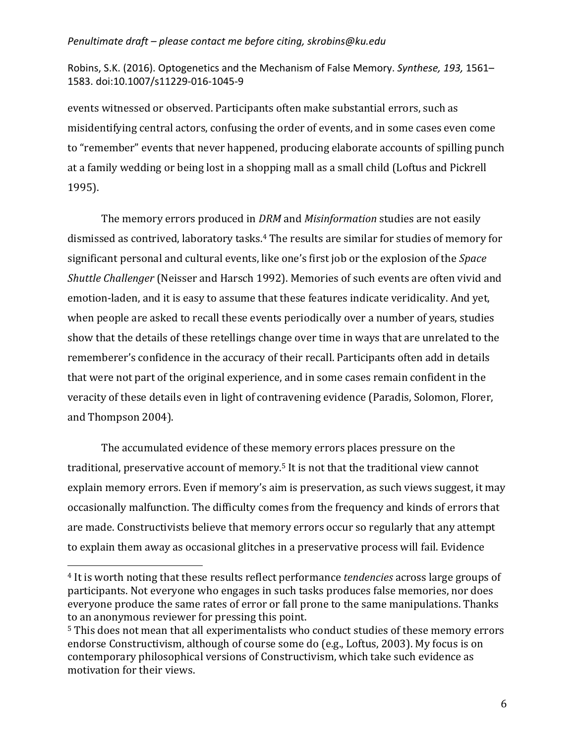events witnessed or observed. Participants often make substantial errors, such as misidentifying central actors, confusing the order of events, and in some cases even come to "remember" events that never happened, producing elaborate accounts of spilling punch at a family wedding or being lost in a shopping mall as a small child (Loftus and Pickrell 1995).

The memory errors produced in *DRM* and *Misinformation* studies are not easily dismissed as contrived, laboratory tasks.[4] The results are similar for studies of memory for significant personal and cultural events, like one's first job or the explosion of the *Space Shuttle Challenger* (Neisser and Harsch 1992). Memories of such events are often vivid and emotion-laden, and it is easy to assume that these features indicate veridicality. And yet, when people are asked to recall these events periodically over a number of years, studies show that the details of these retellings change over time in ways that are unrelated to the rememberer's confidence in the accuracy of their recall. Participants often add in details that were not part of the original experience, and in some cases remain confident in the veracity of these details even in light of contravening evidence (Paradis, Solomon, Florer, and Thompson 2004).

The accumulated evidence of these memory errors places pressure on the traditional, preservative account of memory.[5] It is not that the traditional view cannot explain memory errors. Even if memory's aim is preservation, as such views suggest, it may occasionally malfunction. The difficulty comes from the frequency and kinds of errors that are made. Constructivists believe that memory errors occur so regularly that any attempt to explain them away as occasional glitches in a preservative process will fail. Evidence

---

[4] It is worth noting that these results reflect performance *tendencies* across large groups of participants. Not everyone who engages in such tasks produces false memories, nor does everyone produce the same rates of error or fall prone to the same manipulations. Thanks to an anonymous reviewer for pressing this point.

[5] This does not mean that all experimentalists who conduct studies of these memory errors endorse Constructivism, although of course some do (e.g., Loftus, 2003). My focus is on contemporary philosophical versions of Constructivism, which take such evidence as motivation for their views.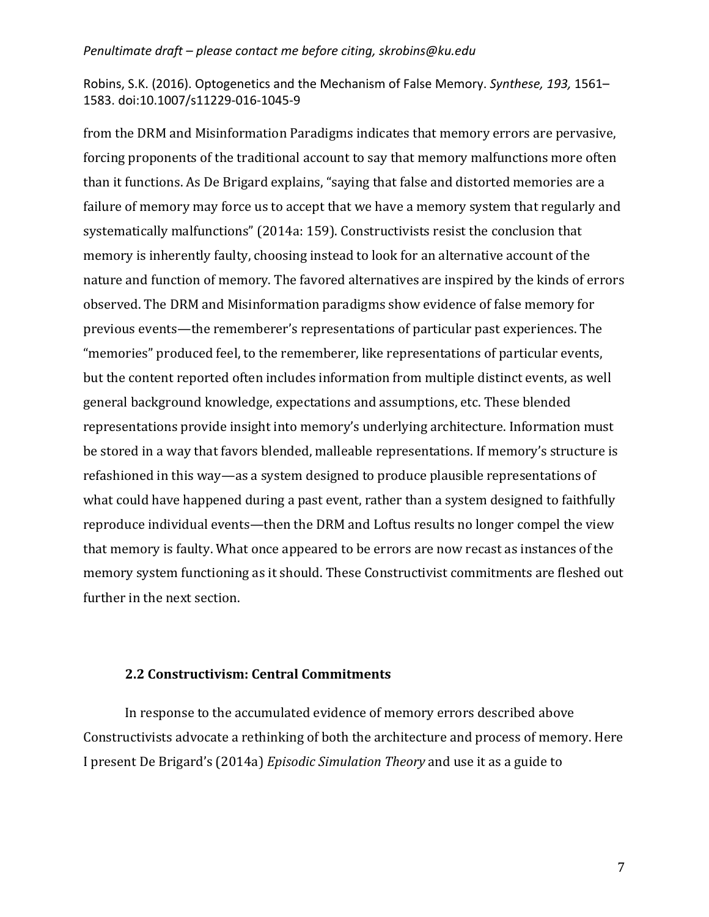from the DRM and Misinformation Paradigms indicates that memory errors are pervasive, forcing proponents of the traditional account to say that memory malfunctions more often than it functions. As De Brigard explains, "saying that false and distorted memories are a failure of memory may force us to accept that we have a memory system that regularly and systematically malfunctions" (2014a: 159). Constructivists resist the conclusion that memory is inherently faulty, choosing instead to look for an alternative account of the nature and function of memory. The favored alternatives are inspired by the kinds of errors observed. The DRM and Misinformation paradigms show evidence of false memory for previous events—the rememberer's representations of particular past experiences. The "memories" produced feel, to the rememberer, like representations of particular events, but the content reported often includes information from multiple distinct events, as well general background knowledge, expectations and assumptions, etc. These blended representations provide insight into memory's underlying architecture. Information must be stored in a way that favors blended, malleable representations. If memory's structure is refashioned in this way—as a system designed to produce plausible representations of what could have happened during a past event, rather than a system designed to faithfully reproduce individual events—then the DRM and Loftus results no longer compel the view that memory is faulty. What once appeared to be errors are now recast as instances of the memory system functioning as it should. These Constructivist commitments are fleshed out further in the next section.

### 2.2 Constructivism: Central Commitments

In response to the accumulated evidence of memory errors described above Constructivists advocate a rethinking of both the architecture and process of memory. Here I present De Brigard's (2014a) *Episodic Simulation Theory* and use it as a guide to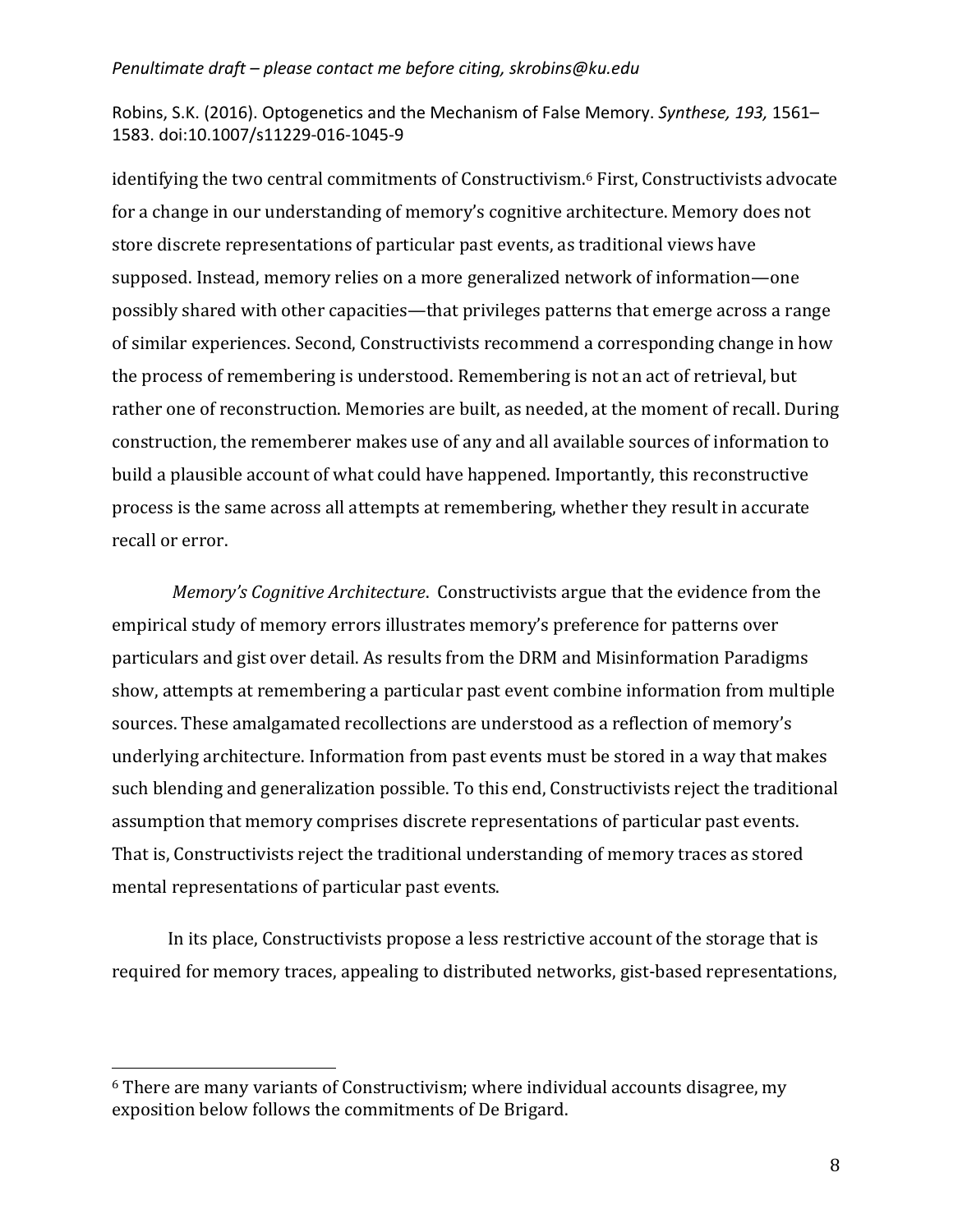identifying the two central commitments of Constructivism.[6] First, Constructivists advocate for a change in our understanding of memory's cognitive architecture. Memory does not store discrete representations of particular past events, as traditional views have supposed. Instead, memory relies on a more generalized network of information—one possibly shared with other capacities—that privileges patterns that emerge across a range of similar experiences. Second, Constructivists recommend a corresponding change in how the process of remembering is understood. Remembering is not an act of retrieval, but rather one of reconstruction. Memories are built, as needed, at the moment of recall. During construction, the rememberer makes use of any and all available sources of information to build a plausible account of what could have happened. Importantly, this reconstructive process is the same across all attempts at remembering, whether they result in accurate recall or error.

*Memory's Cognitive Architecture*. Constructivists argue that the evidence from the empirical study of memory errors illustrates memory's preference for patterns over particulars and gist over detail. As results from the DRM and Misinformation Paradigms show, attempts at remembering a particular past event combine information from multiple sources. These amalgamated recollections are understood as a reflection of memory's underlying architecture. Information from past events must be stored in a way that makes such blending and generalization possible. To this end, Constructivists reject the traditional assumption that memory comprises discrete representations of particular past events. That is, Constructivists reject the traditional understanding of memory traces as stored mental representations of particular past events.

In its place, Constructivists propose a less restrictive account of the storage that is required for memory traces, appealing to distributed networks, gist-based representations,

[6] There are many variants of Constructivism; where individual accounts disagree, my exposition below follows the commitments of De Brigard.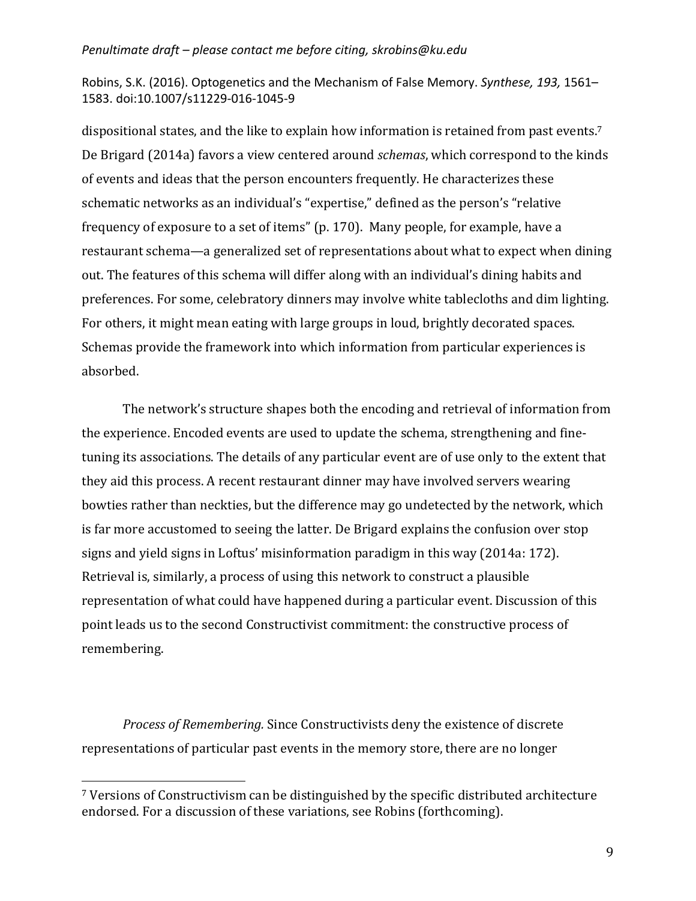dispositional states, and the like to explain how information is retained from past events.[7] De Brigard (2014a) favors a view centered around *schemas*, which correspond to the kinds of events and ideas that the person encounters frequently. He characterizes these schematic networks as an individual's "expertise," defined as the person's "relative frequency of exposure to a set of items" (p. 170). Many people, for example, have a restaurant schema—a generalized set of representations about what to expect when dining out. The features of this schema will differ along with an individual's dining habits and preferences. For some, celebratory dinners may involve white tablecloths and dim lighting. For others, it might mean eating with large groups in loud, brightly decorated spaces. Schemas provide the framework into which information from particular experiences is absorbed.

The network's structure shapes both the encoding and retrieval of information from the experience. Encoded events are used to update the schema, strengthening and fine-tuning its associations. The details of any particular event are of use only to the extent that they aid this process. A recent restaurant dinner may have involved servers wearing bowties rather than neckties, but the difference may go undetected by the network, which is far more accustomed to seeing the latter. De Brigard explains the confusion over stop signs and yield signs in Loftus' misinformation paradigm in this way (2014a: 172). Retrieval is, similarly, a process of using this network to construct a plausible representation of what could have happened during a particular event. Discussion of this point leads us to the second Constructivist commitment: the constructive process of remembering.

*Process of Remembering.* Since Constructivists deny the existence of discrete representations of particular past events in the memory store, there are no longer

[7] Versions of Constructivism can be distinguished by the specific distributed architecture endorsed. For a discussion of these variations, see Robins (forthcoming).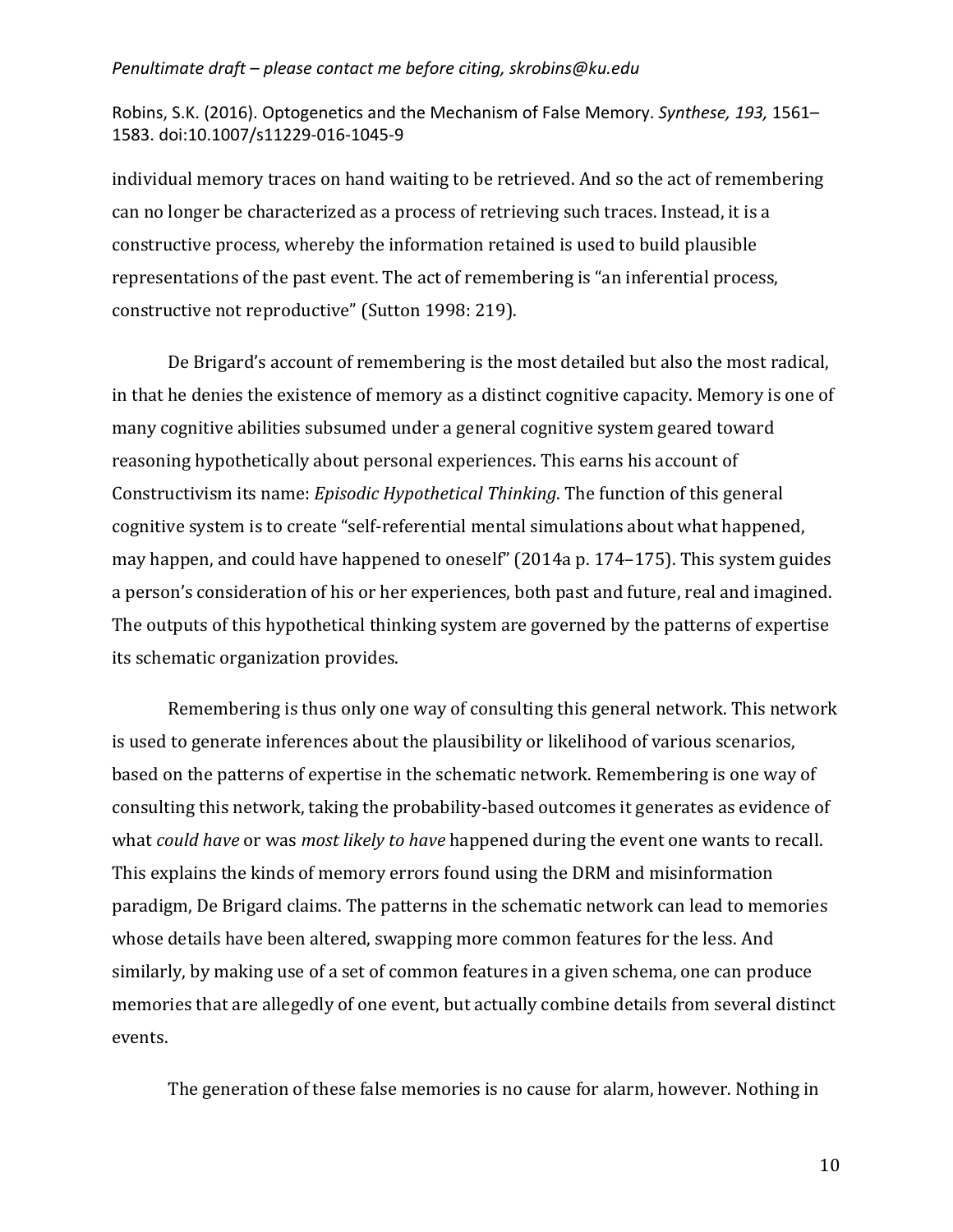individual memory traces on hand waiting to be retrieved. And so the act of remembering can no longer be characterized as a process of retrieving such traces. Instead, it is a constructive process, whereby the information retained is used to build plausible representations of the past event. The act of remembering is "an inferential process, constructive not reproductive" (Sutton 1998: 219).

De Brigard's account of remembering is the most detailed but also the most radical, in that he denies the existence of memory as a distinct cognitive capacity. Memory is one of many cognitive abilities subsumed under a general cognitive system geared toward reasoning hypothetically about personal experiences. This earns his account of Constructivism its name: *Episodic Hypothetical Thinking*. The function of this general cognitive system is to create "self-referential mental simulations about what happened, may happen, and could have happened to oneself" (2014a p. 174–175). This system guides a person's consideration of his or her experiences, both past and future, real and imagined. The outputs of this hypothetical thinking system are governed by the patterns of expertise its schematic organization provides.

Remembering is thus only one way of consulting this general network. This network is used to generate inferences about the plausibility or likelihood of various scenarios, based on the patterns of expertise in the schematic network. Remembering is one way of consulting this network, taking the probability-based outcomes it generates as evidence of what *could have* or was *most likely to have* happened during the event one wants to recall. This explains the kinds of memory errors found using the DRM and misinformation paradigm, De Brigard claims. The patterns in the schematic network can lead to memories whose details have been altered, swapping more common features for the less. And similarly, by making use of a set of common features in a given schema, one can produce memories that are allegedly of one event, but actually combine details from several distinct events.

The generation of these false memories is no cause for alarm, however. Nothing in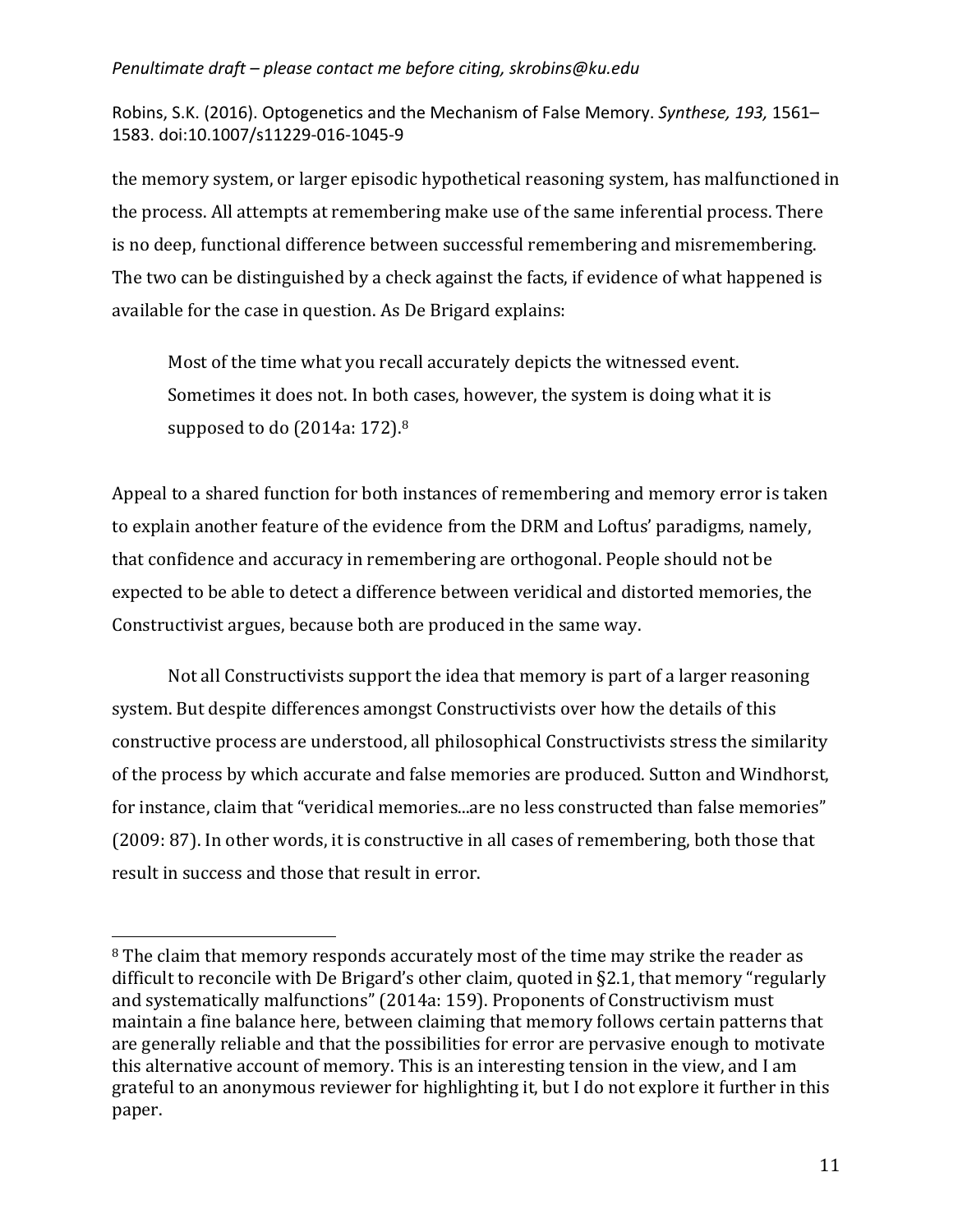the memory system, or larger episodic hypothetical reasoning system, has malfunctioned in the process. All attempts at remembering make use of the same inferential process. There is no deep, functional difference between successful remembering and misremembering. The two can be distinguished by a check against the facts, if evidence of what happened is available for the case in question. As De Brigard explains:

> Most of the time what you recall accurately depicts the witnessed event. Sometimes it does not. In both cases, however, the system is doing what it is supposed to do (2014a: 172).[8]

Appeal to a shared function for both instances of remembering and memory error is taken to explain another feature of the evidence from the DRM and Loftus' paradigms, namely, that confidence and accuracy in remembering are orthogonal. People should not be expected to be able to detect a difference between veridical and distorted memories, the Constructivist argues, because both are produced in the same way.

Not all Constructivists support the idea that memory is part of a larger reasoning system. But despite differences amongst Constructivists over how the details of this constructive process are understood, all philosophical Constructivists stress the similarity of the process by which accurate and false memories are produced. Sutton and Windhorst, for instance, claim that "veridical memories...are no less constructed than false memories" (2009: 87). In other words, it is constructive in all cases of remembering, both those that result in success and those that result in error.

---

[8] The claim that memory responds accurately most of the time may strike the reader as difficult to reconcile with De Brigard's other claim, quoted in §2.1, that memory "regularly and systematically malfunctions" (2014a: 159). Proponents of Constructivism must maintain a fine balance here, between claiming that memory follows certain patterns that are generally reliable and that the possibilities for error are pervasive enough to motivate this alternative account of memory. This is an interesting tension in the view, and I am grateful to an anonymous reviewer for highlighting it, but I do not explore it further in this paper.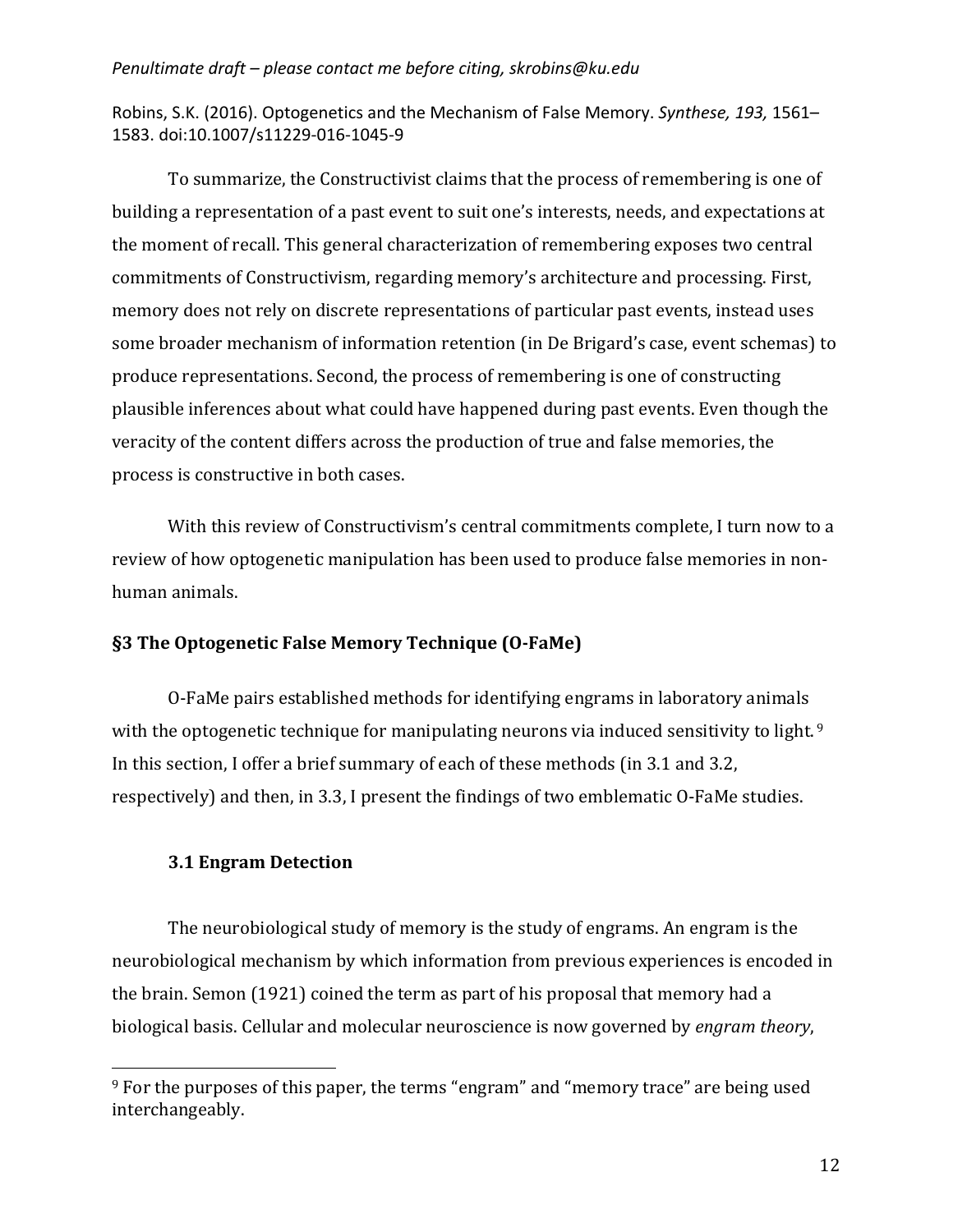To summarize, the Constructivist claims that the process of remembering is one of building a representation of a past event to suit one's interests, needs, and expectations at the moment of recall. This general characterization of remembering exposes two central commitments of Constructivism, regarding memory's architecture and processing. First, memory does not rely on discrete representations of particular past events, instead uses some broader mechanism of information retention (in De Brigard's case, event schemas) to produce representations. Second, the process of remembering is one of constructing plausible inferences about what could have happened during past events. Even though the veracity of the content differs across the production of true and false memories, the process is constructive in both cases.

With this review of Constructivism's central commitments complete, I turn now to a review of how optogenetic manipulation has been used to produce false memories in non-human animals.

## §3 The Optogenetic False Memory Technique (O-FaMe)

O-FaMe pairs established methods for identifying engrams in laboratory animals with the optogenetic technique for manipulating neurons via induced sensitivity to light.[9] In this section, I offer a brief summary of each of these methods (in 3.1 and 3.2, respectively) and then, in 3.3, I present the findings of two emblematic O-FaMe studies.

### 3.1 Engram Detection

The neurobiological study of memory is the study of engrams. An engram is the neurobiological mechanism by which information from previous experiences is encoded in the brain. Semon (1921) coined the term as part of his proposal that memory had a biological basis. Cellular and molecular neuroscience is now governed by *engram theory*,

[9] For the purposes of this paper, the terms "engram" and "memory trace" are being used interchangeably.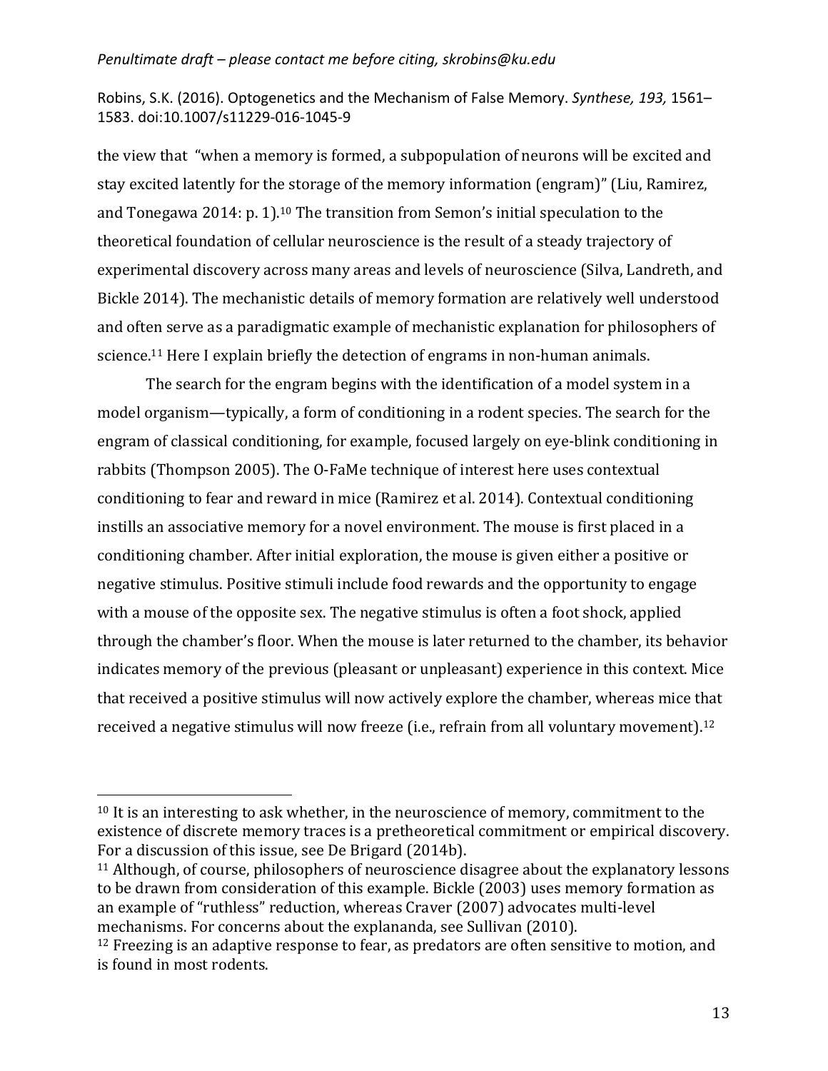the view that "when a memory is formed, a subpopulation of neurons will be excited and stay excited latently for the storage of the memory information (engram)" (Liu, Ramirez, and Tonegawa 2014: p. 1).[10] The transition from Semon's initial speculation to the theoretical foundation of cellular neuroscience is the result of a steady trajectory of experimental discovery across many areas and levels of neuroscience (Silva, Landreth, and Bickle 2014). The mechanistic details of memory formation are relatively well understood and often serve as a paradigmatic example of mechanistic explanation for philosophers of science.[11] Here I explain briefly the detection of engrams in non-human animals.

The search for the engram begins with the identification of a model system in a model organism—typically, a form of conditioning in a rodent species. The search for the engram of classical conditioning, for example, focused largely on eye-blink conditioning in rabbits (Thompson 2005). The O-FaMe technique of interest here uses contextual conditioning to fear and reward in mice (Ramirez et al. 2014). Contextual conditioning instills an associative memory for a novel environment. The mouse is first placed in a conditioning chamber. After initial exploration, the mouse is given either a positive or negative stimulus. Positive stimuli include food rewards and the opportunity to engage with a mouse of the opposite sex. The negative stimulus is often a foot shock, applied through the chamber's floor. When the mouse is later returned to the chamber, its behavior indicates memory of the previous (pleasant or unpleasant) experience in this context. Mice that received a positive stimulus will now actively explore the chamber, whereas mice that received a negative stimulus will now freeze (i.e., refrain from all voluntary movement).[12]

---

[10] It is an interesting to ask whether, in the neuroscience of memory, commitment to the existence of discrete memory traces is a pretheoretical commitment or empirical discovery. For a discussion of this issue, see De Brigard (2014b).

[11] Although, of course, philosophers of neuroscience disagree about the explanatory lessons to be drawn from consideration of this example. Bickle (2003) uses memory formation as an example of "ruthless" reduction, whereas Craver (2007) advocates multi-level mechanisms. For concerns about the explananda, see Sullivan (2010).

[12] Freezing is an adaptive response to fear, as predators are often sensitive to motion, and is found in most rodents.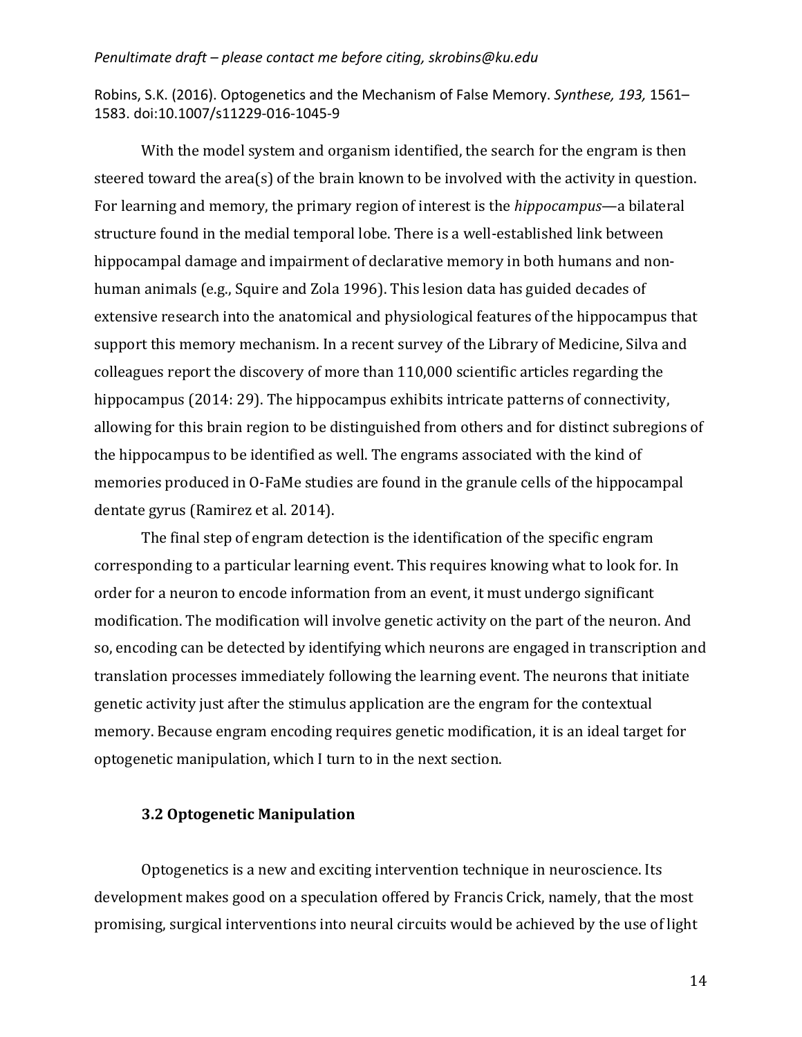With the model system and organism identified, the search for the engram is then steered toward the area(s) of the brain known to be involved with the activity in question. For learning and memory, the primary region of interest is the *hippocampus*—a bilateral structure found in the medial temporal lobe. There is a well-established link between hippocampal damage and impairment of declarative memory in both humans and non-human animals (e.g., Squire and Zola 1996). This lesion data has guided decades of extensive research into the anatomical and physiological features of the hippocampus that support this memory mechanism. In a recent survey of the Library of Medicine, Silva and colleagues report the discovery of more than 110,000 scientific articles regarding the hippocampus (2014: 29). The hippocampus exhibits intricate patterns of connectivity, allowing for this brain region to be distinguished from others and for distinct subregions of the hippocampus to be identified as well. The engrams associated with the kind of memories produced in O-FaMe studies are found in the granule cells of the hippocampal dentate gyrus (Ramirez et al. 2014).

The final step of engram detection is the identification of the specific engram corresponding to a particular learning event. This requires knowing what to look for. In order for a neuron to encode information from an event, it must undergo significant modification. The modification will involve genetic activity on the part of the neuron. And so, encoding can be detected by identifying which neurons are engaged in transcription and translation processes immediately following the learning event. The neurons that initiate genetic activity just after the stimulus application are the engram for the contextual memory. Because engram encoding requires genetic modification, it is an ideal target for optogenetic manipulation, which I turn to in the next section.

### 3.2 Optogenetic Manipulation

Optogenetics is a new and exciting intervention technique in neuroscience. Its development makes good on a speculation offered by Francis Crick, namely, that the most promising, surgical interventions into neural circuits would be achieved by the use of light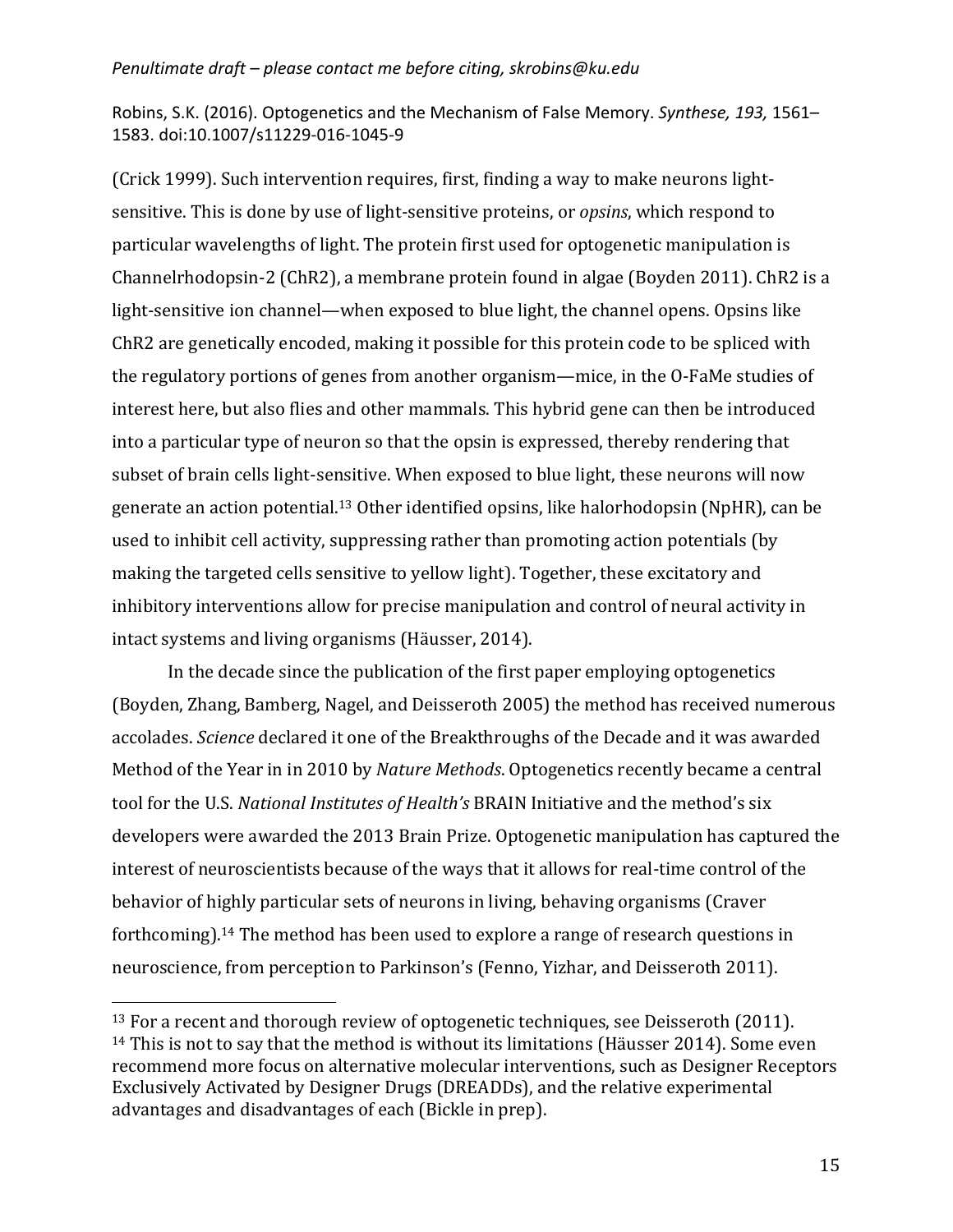(Crick 1999). Such intervention requires, first, finding a way to make neurons light-sensitive. This is done by use of light-sensitive proteins, or *opsins*, which respond to particular wavelengths of light. The protein first used for optogenetic manipulation is Channelrhodopsin-2 (ChR2), a membrane protein found in algae (Boyden 2011). ChR2 is a light-sensitive ion channel—when exposed to blue light, the channel opens. Opsins like ChR2 are genetically encoded, making it possible for this protein code to be spliced with the regulatory portions of genes from another organism—mice, in the O-FaMe studies of interest here, but also flies and other mammals. This hybrid gene can then be introduced into a particular type of neuron so that the opsin is expressed, thereby rendering that subset of brain cells light-sensitive. When exposed to blue light, these neurons will now generate an action potential.[13] Other identified opsins, like halorhodopsin (NpHR), can be used to inhibit cell activity, suppressing rather than promoting action potentials (by making the targeted cells sensitive to yellow light). Together, these excitatory and inhibitory interventions allow for precise manipulation and control of neural activity in intact systems and living organisms (Häusser, 2014).

In the decade since the publication of the first paper employing optogenetics (Boyden, Zhang, Bamberg, Nagel, and Deisseroth 2005) the method has received numerous accolades. *Science* declared it one of the Breakthroughs of the Decade and it was awarded Method of the Year in in 2010 by *Nature Methods*. Optogenetics recently became a central tool for the U.S. *National Institutes of Health's* BRAIN Initiative and the method's six developers were awarded the 2013 Brain Prize. Optogenetic manipulation has captured the interest of neuroscientists because of the ways that it allows for real-time control of the behavior of highly particular sets of neurons in living, behaving organisms (Craver forthcoming).[14] The method has been used to explore a range of research questions in neuroscience, from perception to Parkinson's (Fenno, Yizhar, and Deisseroth 2011).

---

[13] For a recent and thorough review of optogenetic techniques, see Deisseroth (2011).

[14] This is not to say that the method is without its limitations (Häusser 2014). Some even recommend more focus on alternative molecular interventions, such as Designer Receptors Exclusively Activated by Designer Drugs (DREADDs), and the relative experimental advantages and disadvantages of each (Bickle in prep).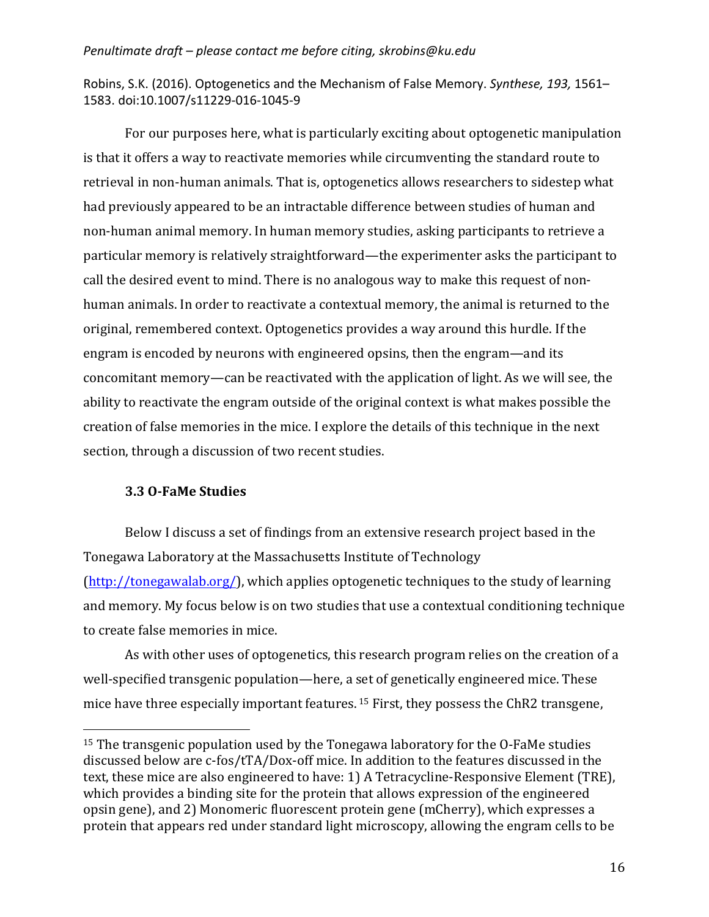For our purposes here, what is particularly exciting about optogenetic manipulation is that it offers a way to reactivate memories while circumventing the standard route to retrieval in non-human animals. That is, optogenetics allows researchers to sidestep what had previously appeared to be an intractable difference between studies of human and non-human animal memory. In human memory studies, asking participants to retrieve a particular memory is relatively straightforward—the experimenter asks the participant to call the desired event to mind. There is no analogous way to make this request of non-human animals. In order to reactivate a contextual memory, the animal is returned to the original, remembered context. Optogenetics provides a way around this hurdle. If the engram is encoded by neurons with engineered opsins, then the engram—and its concomitant memory—can be reactivated with the application of light. As we will see, the ability to reactivate the engram outside of the original context is what makes possible the creation of false memories in the mice. I explore the details of this technique in the next section, through a discussion of two recent studies.

### 3.3 O-FaMe Studies

Below I discuss a set of findings from an extensive research project based in the Tonegawa Laboratory at the Massachusetts Institute of Technology (http://tonegawalab.org/), which applies optogenetic techniques to the study of learning and memory. My focus below is on two studies that use a contextual conditioning technique to create false memories in mice.

As with other uses of optogenetics, this research program relies on the creation of a well-specified transgenic population—here, a set of genetically engineered mice. These mice have three especially important features.[15] First, they possess the ChR2 transgene,

[15] The transgenic population used by the Tonegawa laboratory for the O-FaMe studies discussed below are c-fos/tTA/Dox-off mice. In addition to the features discussed in the text, these mice are also engineered to have: 1) A Tetracycline-Responsive Element (TRE), which provides a binding site for the protein that allows expression of the engineered opsin gene), and 2) Monomeric fluorescent protein gene (mCherry), which expresses a protein that appears red under standard light microscopy, allowing the engram cells to be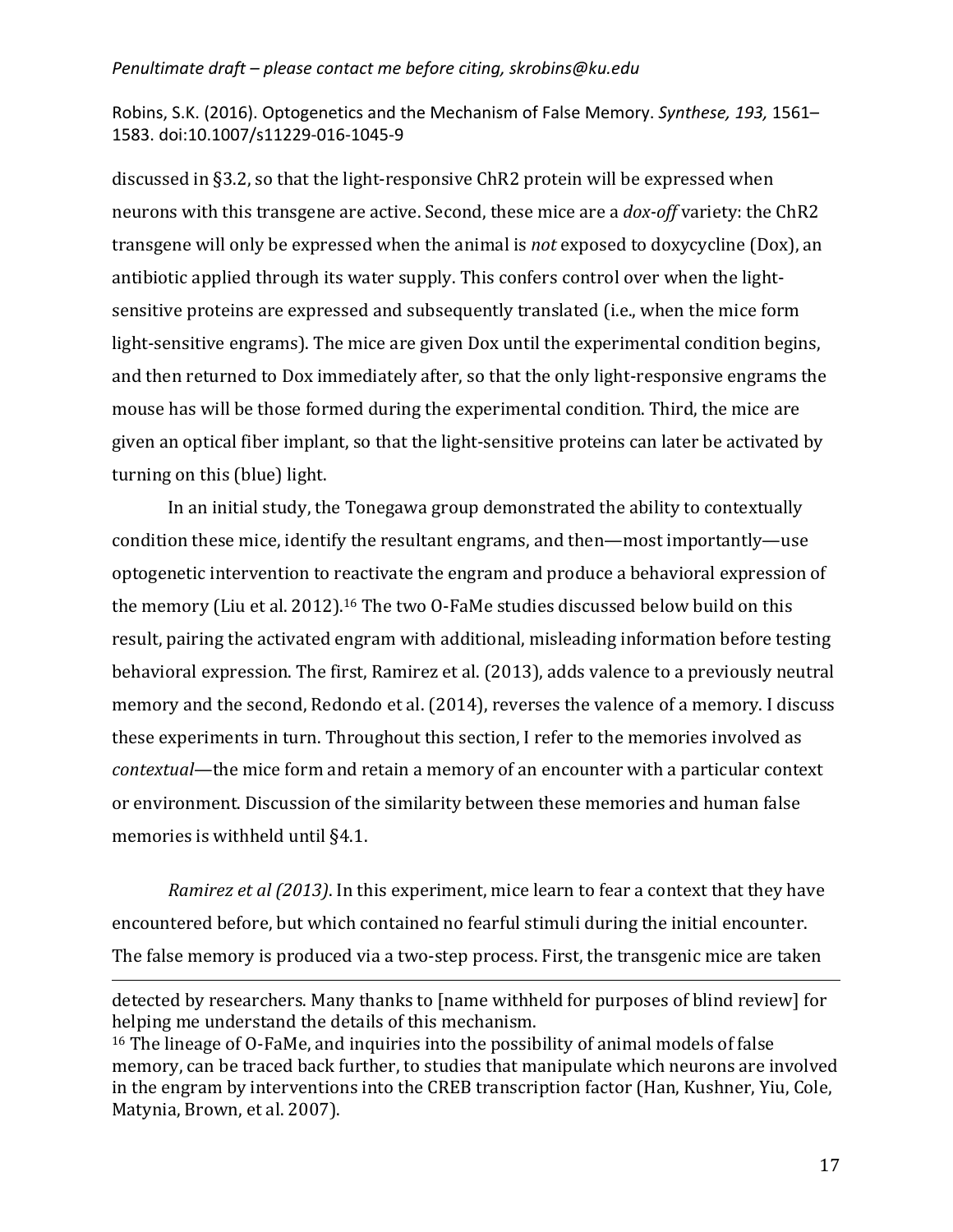discussed in §3.2, so that the light-responsive ChR2 protein will be expressed when neurons with this transgene are active. Second, these mice are a *dox-off* variety: the ChR2 transgene will only be expressed when the animal is *not* exposed to doxycycline (Dox), an antibiotic applied through its water supply. This confers control over when the light-sensitive proteins are expressed and subsequently translated (i.e., when the mice form light-sensitive engrams). The mice are given Dox until the experimental condition begins, and then returned to Dox immediately after, so that the only light-responsive engrams the mouse has will be those formed during the experimental condition. Third, the mice are given an optical fiber implant, so that the light-sensitive proteins can later be activated by turning on this (blue) light.

In an initial study, the Tonegawa group demonstrated the ability to contextually condition these mice, identify the resultant engrams, and then—most importantly—use optogenetic intervention to reactivate the engram and produce a behavioral expression of the memory (Liu et al. 2012).[16] The two O-FaMe studies discussed below build on this result, pairing the activated engram with additional, misleading information before testing behavioral expression. The first, Ramirez et al. (2013), adds valence to a previously neutral memory and the second, Redondo et al. (2014), reverses the valence of a memory. I discuss these experiments in turn. Throughout this section, I refer to the memories involved as *contextual*—the mice form and retain a memory of an encounter with a particular context or environment. Discussion of the similarity between these memories and human false memories is withheld until §4.1.

*Ramirez et al (2013)*. In this experiment, mice learn to fear a context that they have encountered before, but which contained no fearful stimuli during the initial encounter. The false memory is produced via a two-step process. First, the transgenic mice are taken

---

detected by researchers. Many thanks to [name withheld for purposes of blind review] for helping me understand the details of this mechanism.

[16] The lineage of O-FaMe, and inquiries into the possibility of animal models of false memory, can be traced back further, to studies that manipulate which neurons are involved in the engram by interventions into the CREB transcription factor (Han, Kushner, Yiu, Cole, Matynia, Brown, et al. 2007).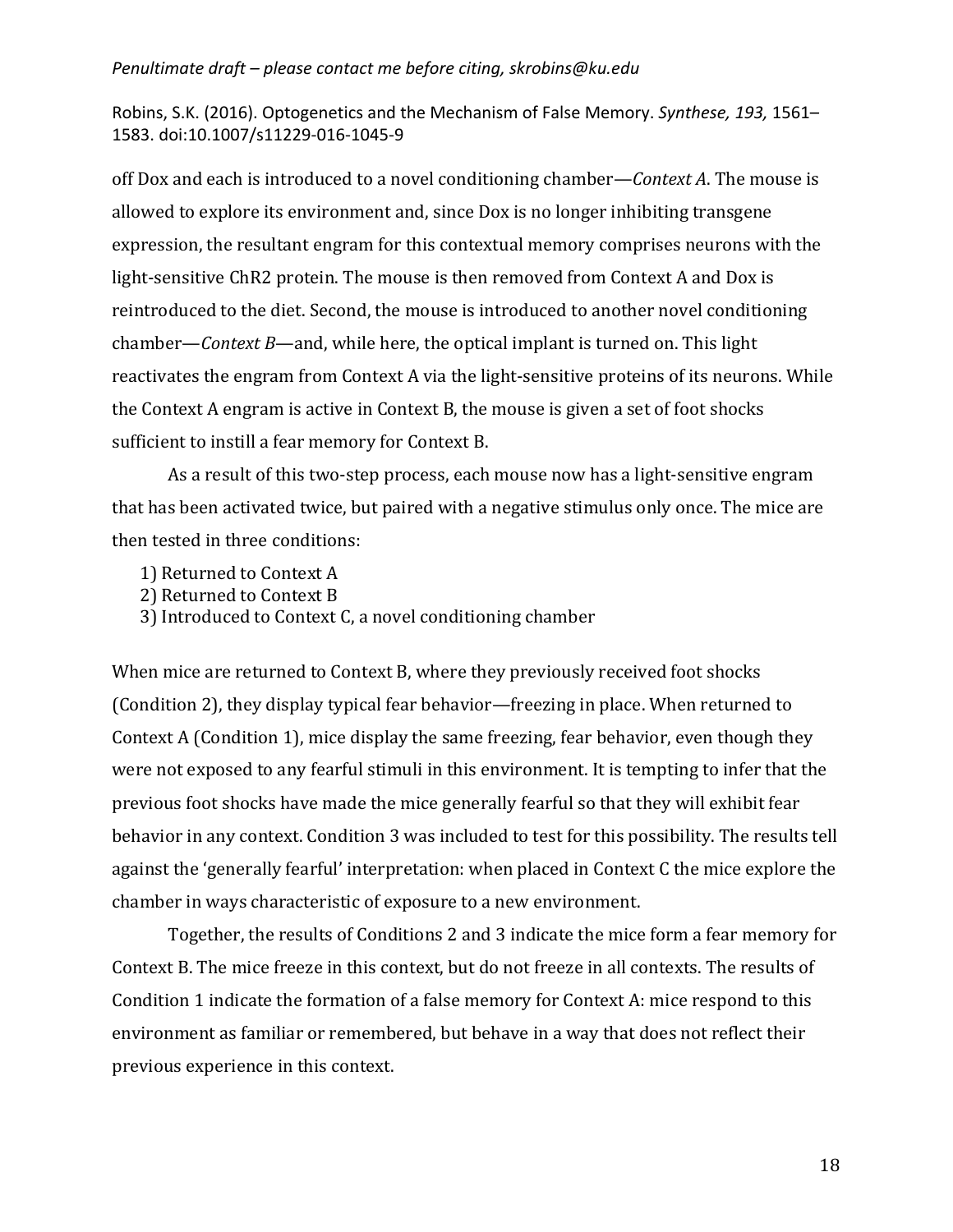off Dox and each is introduced to a novel conditioning chamber—*Context A*. The mouse is allowed to explore its environment and, since Dox is no longer inhibiting transgene expression, the resultant engram for this contextual memory comprises neurons with the light-sensitive ChR2 protein. The mouse is then removed from Context A and Dox is reintroduced to the diet. Second, the mouse is introduced to another novel conditioning chamber—*Context B*—and, while here, the optical implant is turned on. This light reactivates the engram from Context A via the light-sensitive proteins of its neurons. While the Context A engram is active in Context B, the mouse is given a set of foot shocks sufficient to instill a fear memory for Context B.

As a result of this two-step process, each mouse now has a light-sensitive engram that has been activated twice, but paired with a negative stimulus only once. The mice are then tested in three conditions:

1) Returned to Context A
2) Returned to Context B
3) Introduced to Context C, a novel conditioning chamber

When mice are returned to Context B, where they previously received foot shocks (Condition 2), they display typical fear behavior—freezing in place. When returned to Context A (Condition 1), mice display the same freezing, fear behavior, even though they were not exposed to any fearful stimuli in this environment. It is tempting to infer that the previous foot shocks have made the mice generally fearful so that they will exhibit fear behavior in any context. Condition 3 was included to test for this possibility. The results tell against the 'generally fearful' interpretation: when placed in Context C the mice explore the chamber in ways characteristic of exposure to a new environment.

Together, the results of Conditions 2 and 3 indicate the mice form a fear memory for Context B. The mice freeze in this context, but do not freeze in all contexts. The results of Condition 1 indicate the formation of a false memory for Context A: mice respond to this environment as familiar or remembered, but behave in a way that does not reflect their previous experience in this context.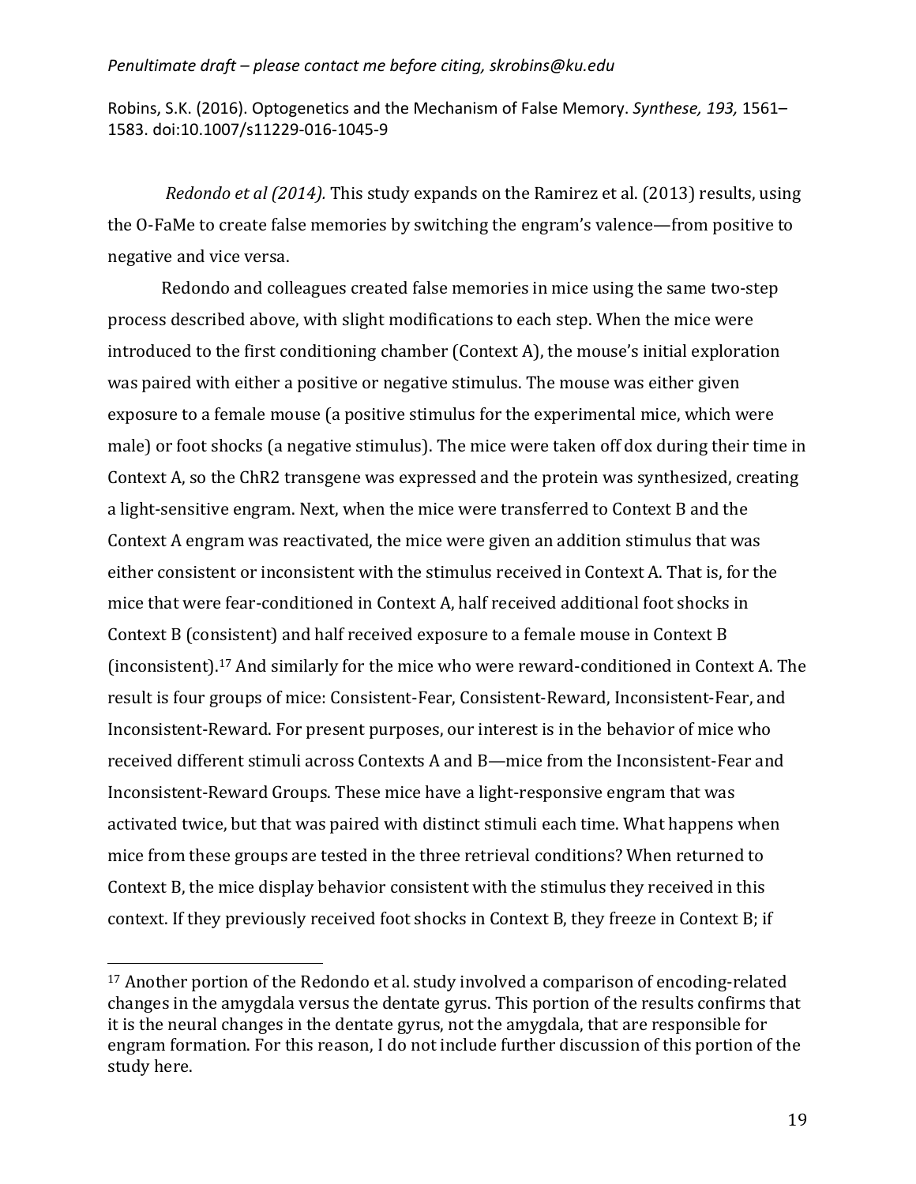*Redondo et al (2014).* This study expands on the Ramirez et al. (2013) results, using the O-FaMe to create false memories by switching the engram's valence—from positive to negative and vice versa.

Redondo and colleagues created false memories in mice using the same two-step process described above, with slight modifications to each step. When the mice were introduced to the first conditioning chamber (Context A), the mouse's initial exploration was paired with either a positive or negative stimulus. The mouse was either given exposure to a female mouse (a positive stimulus for the experimental mice, which were male) or foot shocks (a negative stimulus). The mice were taken off dox during their time in Context A, so the ChR2 transgene was expressed and the protein was synthesized, creating a light-sensitive engram. Next, when the mice were transferred to Context B and the Context A engram was reactivated, the mice were given an addition stimulus that was either consistent or inconsistent with the stimulus received in Context A. That is, for the mice that were fear-conditioned in Context A, half received additional foot shocks in Context B (consistent) and half received exposure to a female mouse in Context B (inconsistent).[17] And similarly for the mice who were reward-conditioned in Context A. The result is four groups of mice: Consistent-Fear, Consistent-Reward, Inconsistent-Fear, and Inconsistent-Reward. For present purposes, our interest is in the behavior of mice who received different stimuli across Contexts A and B—mice from the Inconsistent-Fear and Inconsistent-Reward Groups. These mice have a light-responsive engram that was activated twice, but that was paired with distinct stimuli each time. What happens when mice from these groups are tested in the three retrieval conditions? When returned to Context B, the mice display behavior consistent with the stimulus they received in this context. If they previously received foot shocks in Context B, they freeze in Context B; if

[17] Another portion of the Redondo et al. study involved a comparison of encoding-related changes in the amygdala versus the dentate gyrus. This portion of the results confirms that it is the neural changes in the dentate gyrus, not the amygdala, that are responsible for engram formation. For this reason, I do not include further discussion of this portion of the study here.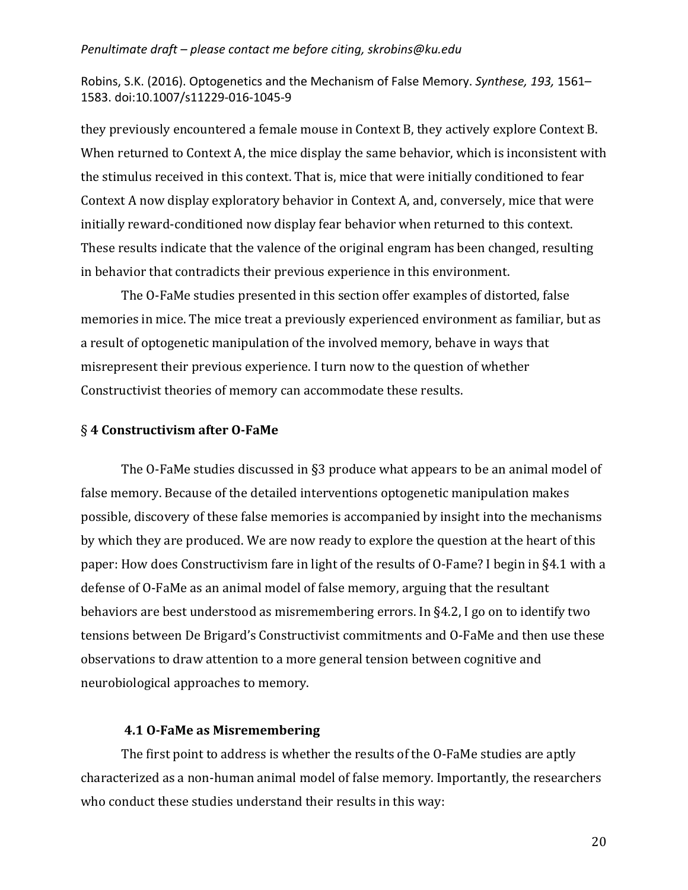they previously encountered a female mouse in Context B, they actively explore Context B. When returned to Context A, the mice display the same behavior, which is inconsistent with the stimulus received in this context. That is, mice that were initially conditioned to fear Context A now display exploratory behavior in Context A, and, conversely, mice that were initially reward-conditioned now display fear behavior when returned to this context. These results indicate that the valence of the original engram has been changed, resulting in behavior that contradicts their previous experience in this environment.

The O-FaMe studies presented in this section offer examples of distorted, false memories in mice. The mice treat a previously experienced environment as familiar, but as a result of optogenetic manipulation of the involved memory, behave in ways that misrepresent their previous experience. I turn now to the question of whether Constructivist theories of memory can accommodate these results.

## § 4 Constructivism after O-FaMe

The O-FaMe studies discussed in §3 produce what appears to be an animal model of false memory. Because of the detailed interventions optogenetic manipulation makes possible, discovery of these false memories is accompanied by insight into the mechanisms by which they are produced. We are now ready to explore the question at the heart of this paper: How does Constructivism fare in light of the results of O-Fame? I begin in §4.1 with a defense of O-FaMe as an animal model of false memory, arguing that the resultant behaviors are best understood as misremembering errors. In §4.2, I go on to identify two tensions between De Brigard's Constructivist commitments and O-FaMe and then use these observations to draw attention to a more general tension between cognitive and neurobiological approaches to memory.

### 4.1 O-FaMe as Misremembering

The first point to address is whether the results of the O-FaMe studies are aptly characterized as a non-human animal model of false memory. Importantly, the researchers who conduct these studies understand their results in this way: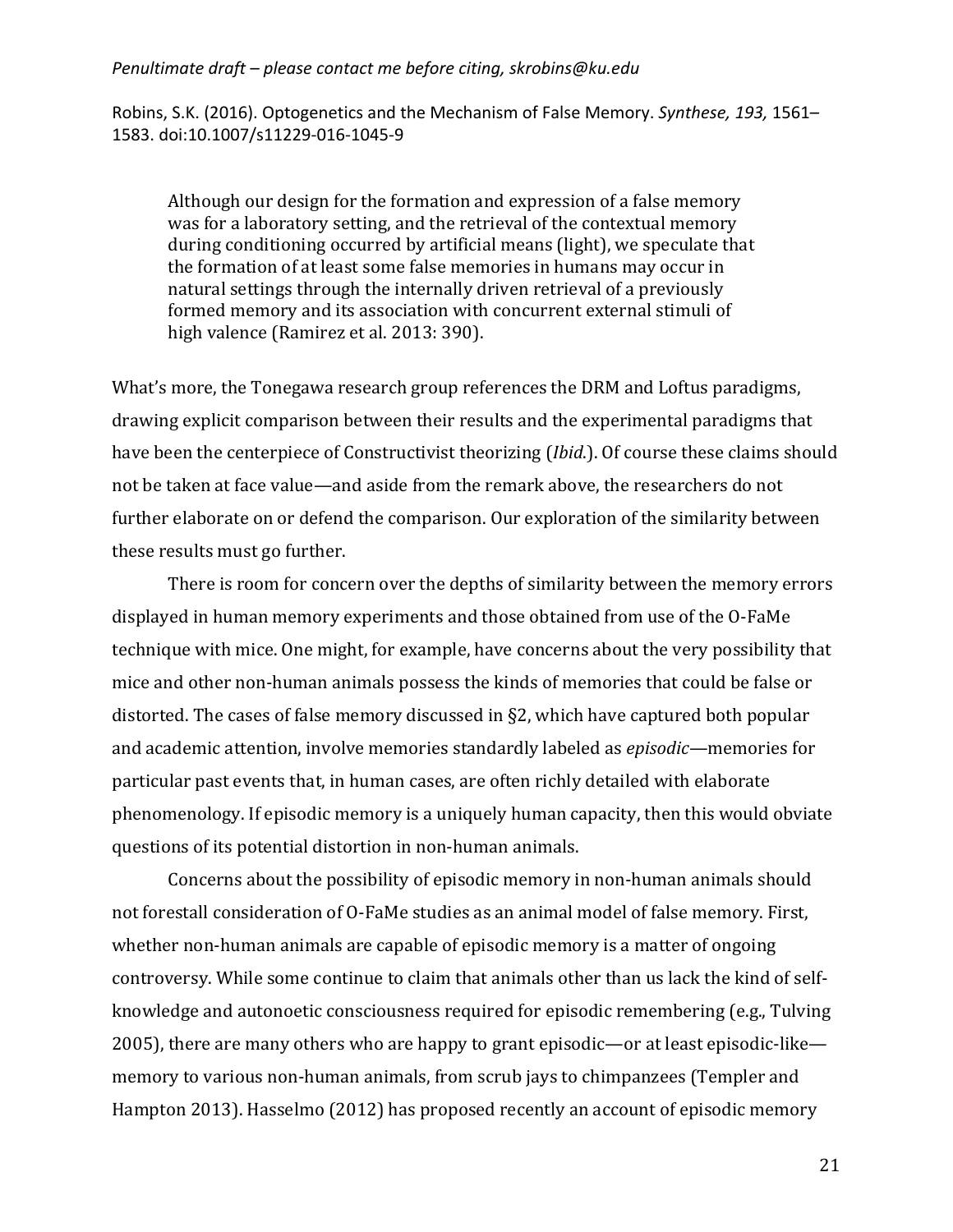> Although our design for the formation and expression of a false memory was for a laboratory setting, and the retrieval of the contextual memory during conditioning occurred by artificial means (light), we speculate that the formation of at least some false memories in humans may occur in natural settings through the internally driven retrieval of a previously formed memory and its association with concurrent external stimuli of high valence (Ramirez et al. 2013: 390).

What's more, the Tonegawa research group references the DRM and Loftus paradigms, drawing explicit comparison between their results and the experimental paradigms that have been the centerpiece of Constructivist theorizing (*Ibid*.). Of course these claims should not be taken at face value—and aside from the remark above, the researchers do not further elaborate on or defend the comparison. Our exploration of the similarity between these results must go further.

There is room for concern over the depths of similarity between the memory errors displayed in human memory experiments and those obtained from use of the O-FaMe technique with mice. One might, for example, have concerns about the very possibility that mice and other non-human animals possess the kinds of memories that could be false or distorted. The cases of false memory discussed in §2, which have captured both popular and academic attention, involve memories standardly labeled as *episodic*—memories for particular past events that, in human cases, are often richly detailed with elaborate phenomenology. If episodic memory is a uniquely human capacity, then this would obviate questions of its potential distortion in non-human animals.

Concerns about the possibility of episodic memory in non-human animals should not forestall consideration of O-FaMe studies as an animal model of false memory. First, whether non-human animals are capable of episodic memory is a matter of ongoing controversy. While some continue to claim that animals other than us lack the kind of self-knowledge and autonoetic consciousness required for episodic remembering (e.g., Tulving 2005), there are many others who are happy to grant episodic—or at least episodic-like—memory to various non-human animals, from scrub jays to chimpanzees (Templer and Hampton 2013). Hasselmo (2012) has proposed recently an account of episodic memory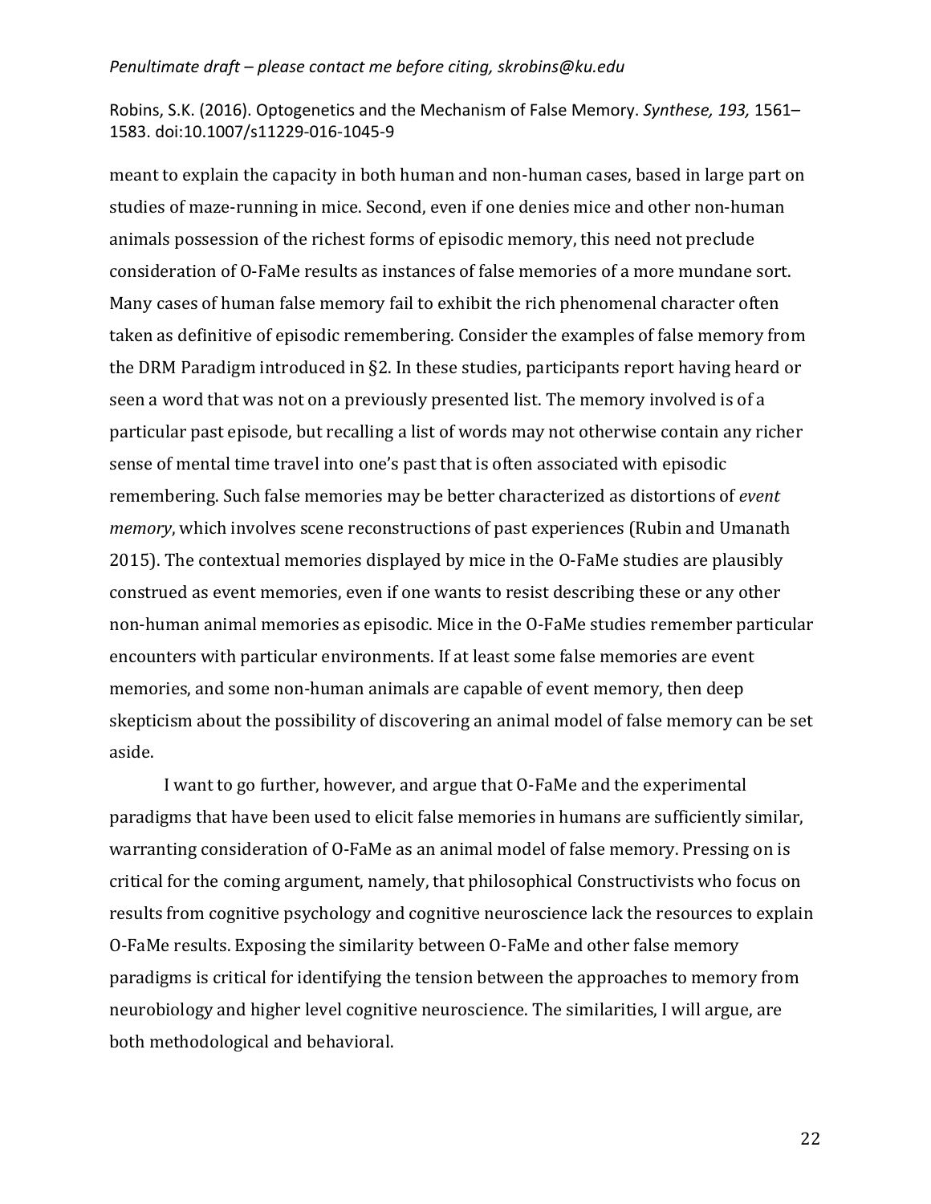meant to explain the capacity in both human and non-human cases, based in large part on studies of maze-running in mice. Second, even if one denies mice and other non-human animals possession of the richest forms of episodic memory, this need not preclude consideration of O-FaMe results as instances of false memories of a more mundane sort. Many cases of human false memory fail to exhibit the rich phenomenal character often taken as definitive of episodic remembering. Consider the examples of false memory from the DRM Paradigm introduced in §2. In these studies, participants report having heard or seen a word that was not on a previously presented list. The memory involved is of a particular past episode, but recalling a list of words may not otherwise contain any richer sense of mental time travel into one's past that is often associated with episodic remembering. Such false memories may be better characterized as distortions of *event memory*, which involves scene reconstructions of past experiences (Rubin and Umanath 2015). The contextual memories displayed by mice in the O-FaMe studies are plausibly construed as event memories, even if one wants to resist describing these or any other non-human animal memories as episodic. Mice in the O-FaMe studies remember particular encounters with particular environments. If at least some false memories are event memories, and some non-human animals are capable of event memory, then deep skepticism about the possibility of discovering an animal model of false memory can be set aside.

I want to go further, however, and argue that O-FaMe and the experimental paradigms that have been used to elicit false memories in humans are sufficiently similar, warranting consideration of O-FaMe as an animal model of false memory. Pressing on is critical for the coming argument, namely, that philosophical Constructivists who focus on results from cognitive psychology and cognitive neuroscience lack the resources to explain O-FaMe results. Exposing the similarity between O-FaMe and other false memory paradigms is critical for identifying the tension between the approaches to memory from neurobiology and higher level cognitive neuroscience. The similarities, I will argue, are both methodological and behavioral.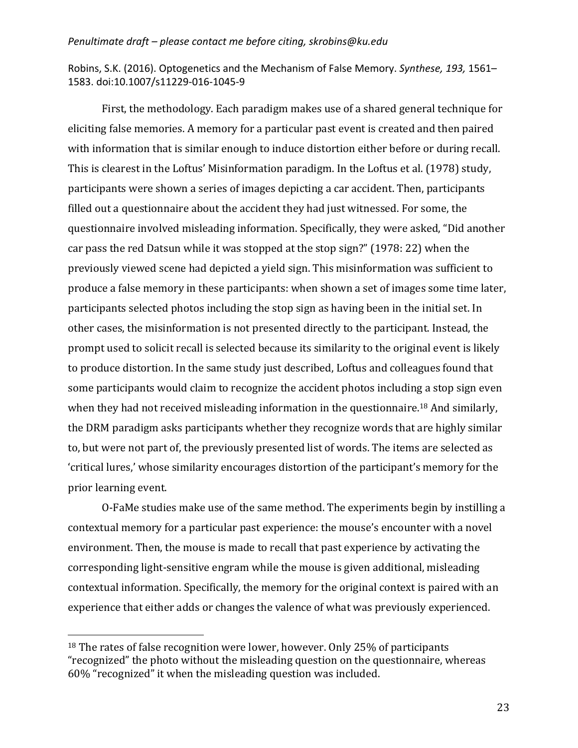First, the methodology. Each paradigm makes use of a shared general technique for eliciting false memories. A memory for a particular past event is created and then paired with information that is similar enough to induce distortion either before or during recall. This is clearest in the Loftus' Misinformation paradigm. In the Loftus et al. (1978) study, participants were shown a series of images depicting a car accident. Then, participants filled out a questionnaire about the accident they had just witnessed. For some, the questionnaire involved misleading information. Specifically, they were asked, "Did another car pass the red Datsun while it was stopped at the stop sign?" (1978: 22) when the previously viewed scene had depicted a yield sign. This misinformation was sufficient to produce a false memory in these participants: when shown a set of images some time later, participants selected photos including the stop sign as having been in the initial set. In other cases, the misinformation is not presented directly to the participant. Instead, the prompt used to solicit recall is selected because its similarity to the original event is likely to produce distortion. In the same study just described, Loftus and colleagues found that some participants would claim to recognize the accident photos including a stop sign even when they had not received misleading information in the questionnaire.[18] And similarly, the DRM paradigm asks participants whether they recognize words that are highly similar to, but were not part of, the previously presented list of words. The items are selected as 'critical lures,' whose similarity encourages distortion of the participant's memory for the prior learning event.

O-FaMe studies make use of the same method. The experiments begin by instilling a contextual memory for a particular past experience: the mouse's encounter with a novel environment. Then, the mouse is made to recall that past experience by activating the corresponding light-sensitive engram while the mouse is given additional, misleading contextual information. Specifically, the memory for the original context is paired with an experience that either adds or changes the valence of what was previously experienced.

---

[18] The rates of false recognition were lower, however. Only 25% of participants "recognized" the photo without the misleading question on the questionnaire, whereas 60% "recognized" it when the misleading question was included.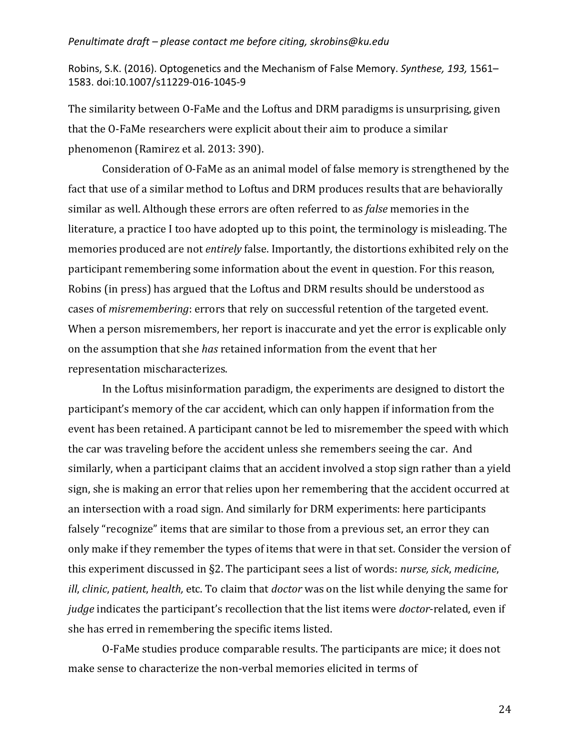The similarity between O-FaMe and the Loftus and DRM paradigms is unsurprising, given that the O-FaMe researchers were explicit about their aim to produce a similar phenomenon (Ramirez et al. 2013: 390).

Consideration of O-FaMe as an animal model of false memory is strengthened by the fact that use of a similar method to Loftus and DRM produces results that are behaviorally similar as well. Although these errors are often referred to as *false* memories in the literature, a practice I too have adopted up to this point, the terminology is misleading. The memories produced are not *entirely* false. Importantly, the distortions exhibited rely on the participant remembering some information about the event in question. For this reason, Robins (in press) has argued that the Loftus and DRM results should be understood as cases of *misremembering*: errors that rely on successful retention of the targeted event. When a person misremembers, her report is inaccurate and yet the error is explicable only on the assumption that she *has* retained information from the event that her representation mischaracterizes.

In the Loftus misinformation paradigm, the experiments are designed to distort the participant's memory of the car accident, which can only happen if information from the event has been retained. A participant cannot be led to misremember the speed with which the car was traveling before the accident unless she remembers seeing the car. And similarly, when a participant claims that an accident involved a stop sign rather than a yield sign, she is making an error that relies upon her remembering that the accident occurred at an intersection with a road sign. And similarly for DRM experiments: here participants falsely "recognize" items that are similar to those from a previous set, an error they can only make if they remember the types of items that were in that set. Consider the version of this experiment discussed in §2. The participant sees a list of words: *nurse, sick*, *medicine*, *ill*, *clinic*, *patient*, *health,* etc. To claim that *doctor* was on the list while denying the same for *judge* indicates the participant's recollection that the list items were *doctor*-related, even if she has erred in remembering the specific items listed.

O-FaMe studies produce comparable results. The participants are mice; it does not make sense to characterize the non-verbal memories elicited in terms of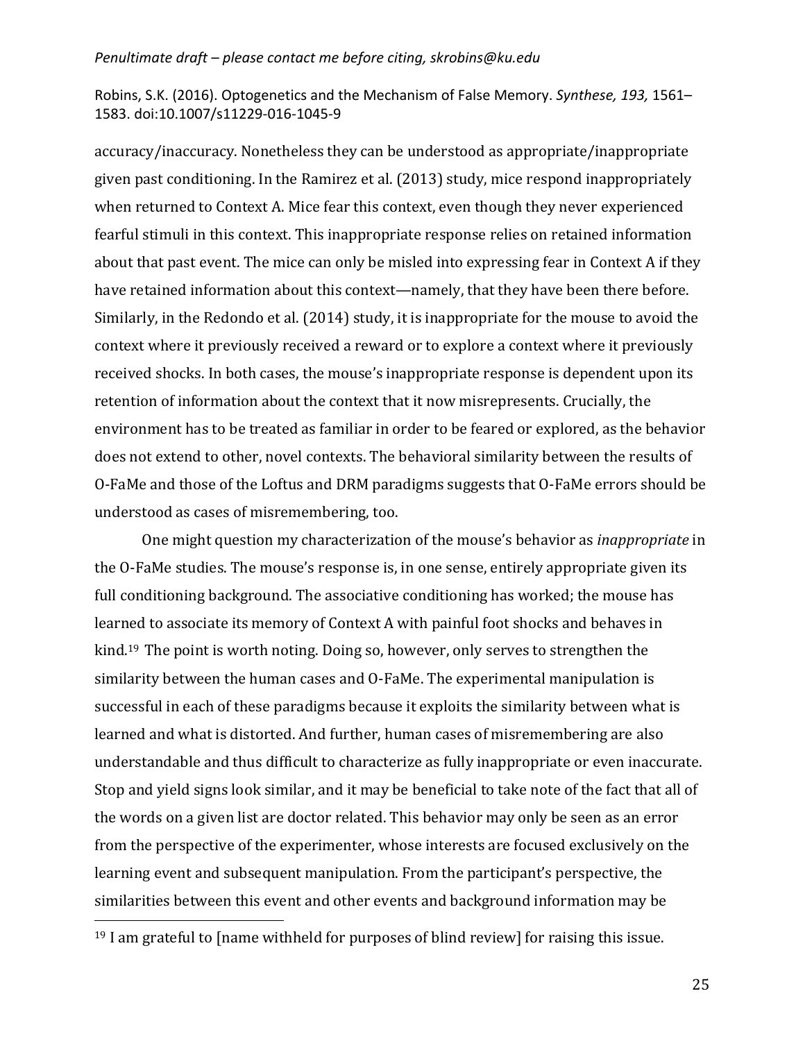accuracy/inaccuracy. Nonetheless they can be understood as appropriate/inappropriate given past conditioning. In the Ramirez et al. (2013) study, mice respond inappropriately when returned to Context A. Mice fear this context, even though they never experienced fearful stimuli in this context. This inappropriate response relies on retained information about that past event. The mice can only be misled into expressing fear in Context A if they have retained information about this context—namely, that they have been there before. Similarly, in the Redondo et al. (2014) study, it is inappropriate for the mouse to avoid the context where it previously received a reward or to explore a context where it previously received shocks. In both cases, the mouse's inappropriate response is dependent upon its retention of information about the context that it now misrepresents. Crucially, the environment has to be treated as familiar in order to be feared or explored, as the behavior does not extend to other, novel contexts. The behavioral similarity between the results of O-FaMe and those of the Loftus and DRM paradigms suggests that O-FaMe errors should be understood as cases of misremembering, too.

One might question my characterization of the mouse's behavior as *inappropriate* in the O-FaMe studies. The mouse's response is, in one sense, entirely appropriate given its full conditioning background. The associative conditioning has worked; the mouse has learned to associate its memory of Context A with painful foot shocks and behaves in kind.[19] The point is worth noting. Doing so, however, only serves to strengthen the similarity between the human cases and O-FaMe. The experimental manipulation is successful in each of these paradigms because it exploits the similarity between what is learned and what is distorted. And further, human cases of misremembering are also understandable and thus difficult to characterize as fully inappropriate or even inaccurate. Stop and yield signs look similar, and it may be beneficial to take note of the fact that all of the words on a given list are doctor related. This behavior may only be seen as an error from the perspective of the experimenter, whose interests are focused exclusively on the learning event and subsequent manipulation. From the participant's perspective, the similarities between this event and other events and background information may be

[19] I am grateful to [name withheld for purposes of blind review] for raising this issue.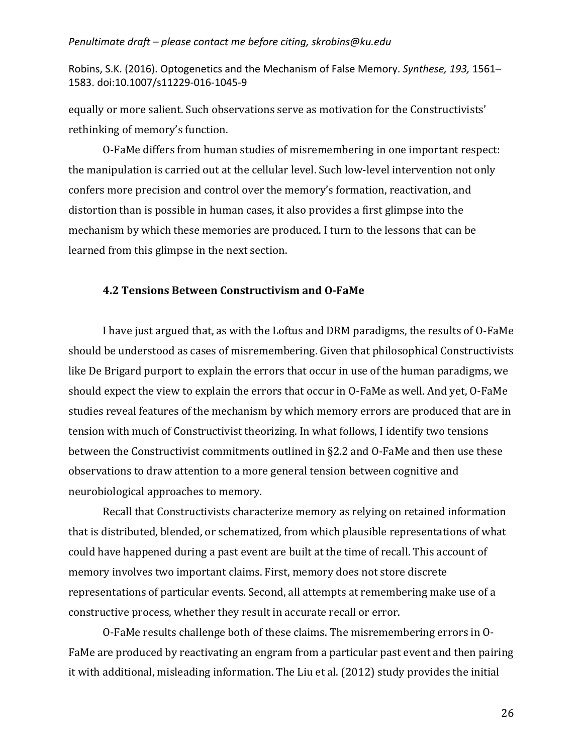equally or more salient. Such observations serve as motivation for the Constructivists' rethinking of memory's function.

O-FaMe differs from human studies of misremembering in one important respect: the manipulation is carried out at the cellular level. Such low-level intervention not only confers more precision and control over the memory's formation, reactivation, and distortion than is possible in human cases, it also provides a first glimpse into the mechanism by which these memories are produced. I turn to the lessons that can be learned from this glimpse in the next section.

### 4.2 Tensions Between Constructivism and O-FaMe

I have just argued that, as with the Loftus and DRM paradigms, the results of O-FaMe should be understood as cases of misremembering. Given that philosophical Constructivists like De Brigard purport to explain the errors that occur in use of the human paradigms, we should expect the view to explain the errors that occur in O-FaMe as well. And yet, O-FaMe studies reveal features of the mechanism by which memory errors are produced that are in tension with much of Constructivist theorizing. In what follows, I identify two tensions between the Constructivist commitments outlined in §2.2 and O-FaMe and then use these observations to draw attention to a more general tension between cognitive and neurobiological approaches to memory.

Recall that Constructivists characterize memory as relying on retained information that is distributed, blended, or schematized, from which plausible representations of what could have happened during a past event are built at the time of recall. This account of memory involves two important claims. First, memory does not store discrete representations of particular events. Second, all attempts at remembering make use of a constructive process, whether they result in accurate recall or error.

O-FaMe results challenge both of these claims. The misremembering errors in O-FaMe are produced by reactivating an engram from a particular past event and then pairing it with additional, misleading information. The Liu et al. (2012) study provides the initial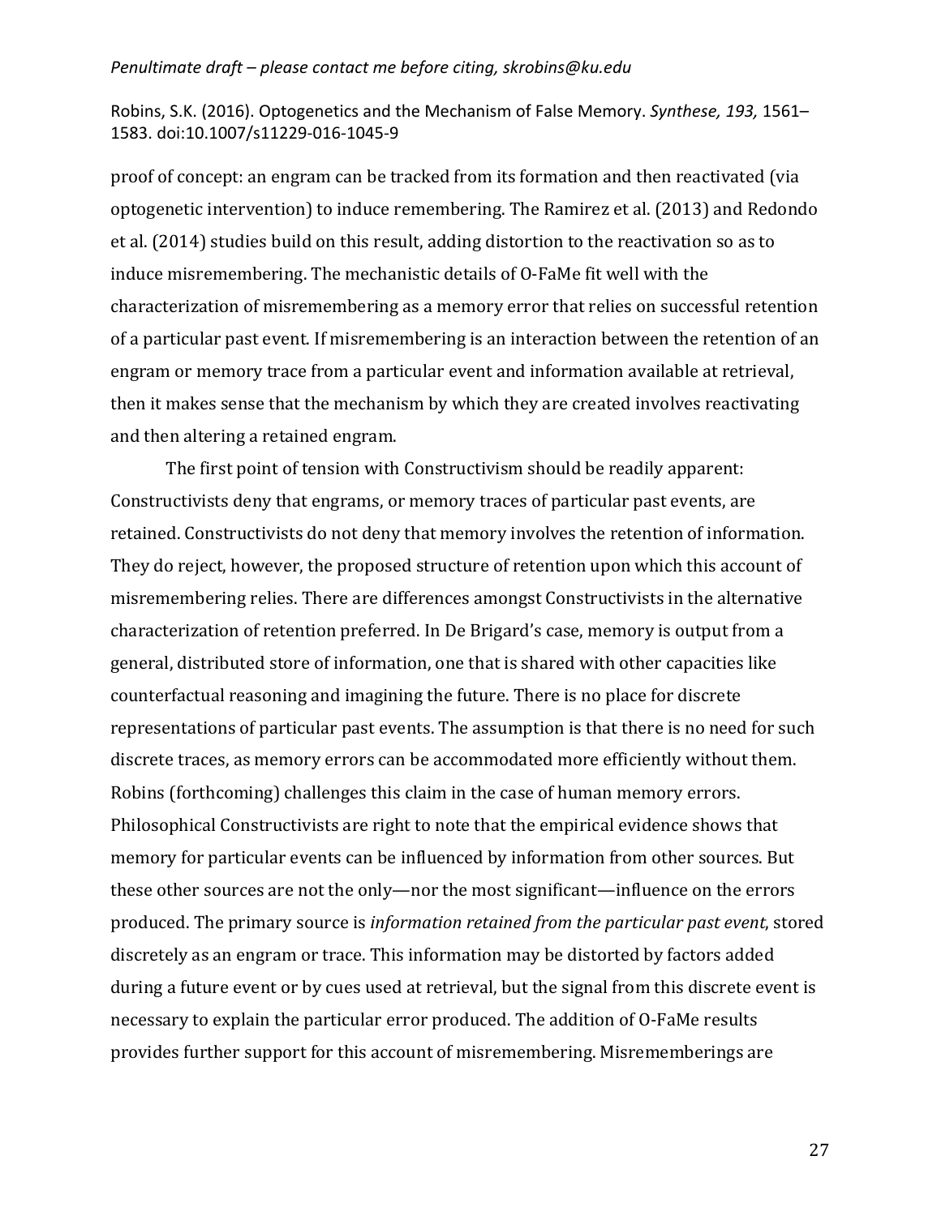proof of concept: an engram can be tracked from its formation and then reactivated (via optogenetic intervention) to induce remembering. The Ramirez et al. (2013) and Redondo et al. (2014) studies build on this result, adding distortion to the reactivation so as to induce misremembering. The mechanistic details of O-FaMe fit well with the characterization of misremembering as a memory error that relies on successful retention of a particular past event. If misremembering is an interaction between the retention of an engram or memory trace from a particular event and information available at retrieval, then it makes sense that the mechanism by which they are created involves reactivating and then altering a retained engram.

The first point of tension with Constructivism should be readily apparent: Constructivists deny that engrams, or memory traces of particular past events, are retained. Constructivists do not deny that memory involves the retention of information. They do reject, however, the proposed structure of retention upon which this account of misremembering relies. There are differences amongst Constructivists in the alternative characterization of retention preferred. In De Brigard's case, memory is output from a general, distributed store of information, one that is shared with other capacities like counterfactual reasoning and imagining the future. There is no place for discrete representations of particular past events. The assumption is that there is no need for such discrete traces, as memory errors can be accommodated more efficiently without them. Robins (forthcoming) challenges this claim in the case of human memory errors. Philosophical Constructivists are right to note that the empirical evidence shows that memory for particular events can be influenced by information from other sources. But these other sources are not the only—nor the most significant—influence on the errors produced. The primary source is *information retained from the particular past event*, stored discretely as an engram or trace. This information may be distorted by factors added during a future event or by cues used at retrieval, but the signal from this discrete event is necessary to explain the particular error produced. The addition of O-FaMe results provides further support for this account of misremembering. Misrememberings are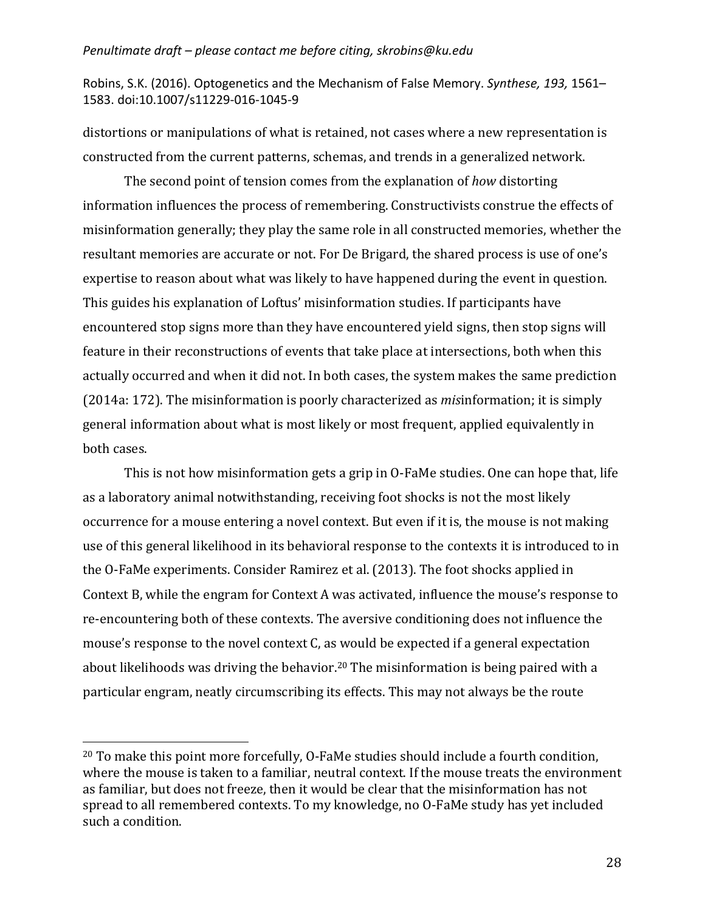distortions or manipulations of what is retained, not cases where a new representation is constructed from the current patterns, schemas, and trends in a generalized network.

The second point of tension comes from the explanation of *how* distorting information influences the process of remembering. Constructivists construe the effects of misinformation generally; they play the same role in all constructed memories, whether the resultant memories are accurate or not. For De Brigard, the shared process is use of one's expertise to reason about what was likely to have happened during the event in question. This guides his explanation of Loftus' misinformation studies. If participants have encountered stop signs more than they have encountered yield signs, then stop signs will feature in their reconstructions of events that take place at intersections, both when this actually occurred and when it did not. In both cases, the system makes the same prediction (2014a: 172). The misinformation is poorly characterized as *mis*information; it is simply general information about what is most likely or most frequent, applied equivalently in both cases.

This is not how misinformation gets a grip in O-FaMe studies. One can hope that, life as a laboratory animal notwithstanding, receiving foot shocks is not the most likely occurrence for a mouse entering a novel context. But even if it is, the mouse is not making use of this general likelihood in its behavioral response to the contexts it is introduced to in the O-FaMe experiments. Consider Ramirez et al. (2013). The foot shocks applied in Context B, while the engram for Context A was activated, influence the mouse's response to re-encountering both of these contexts. The aversive conditioning does not influence the mouse's response to the novel context C, as would be expected if a general expectation about likelihoods was driving the behavior.[20] The misinformation is being paired with a particular engram, neatly circumscribing its effects. This may not always be the route

[20] To make this point more forcefully, O-FaMe studies should include a fourth condition, where the mouse is taken to a familiar, neutral context. If the mouse treats the environment as familiar, but does not freeze, then it would be clear that the misinformation has not spread to all remembered contexts. To my knowledge, no O-FaMe study has yet included such a condition.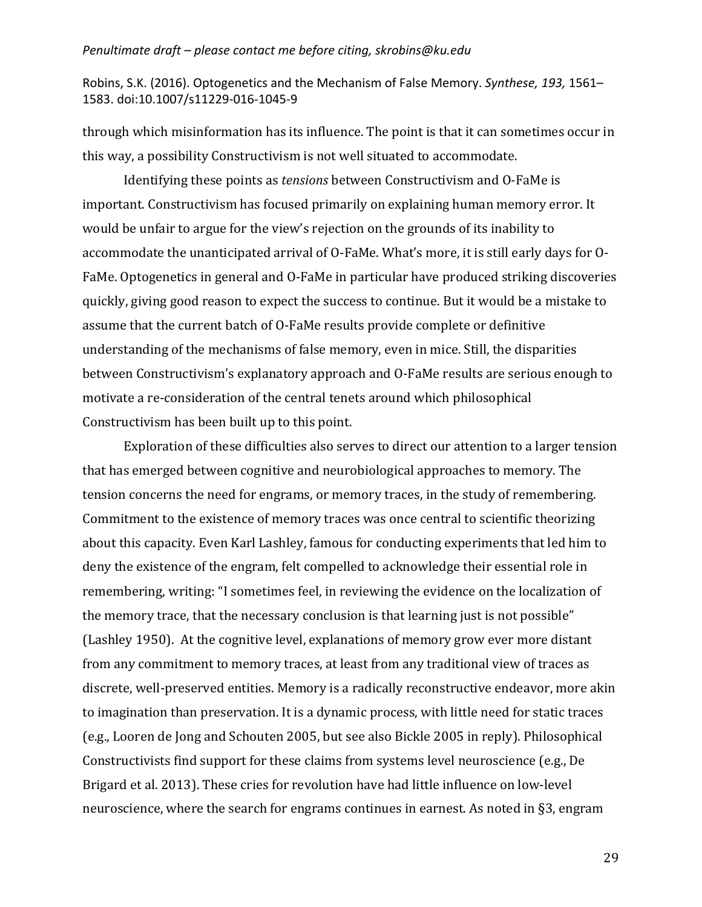through which misinformation has its influence. The point is that it can sometimes occur in this way, a possibility Constructivism is not well situated to accommodate.

Identifying these points as *tensions* between Constructivism and O-FaMe is important. Constructivism has focused primarily on explaining human memory error. It would be unfair to argue for the view's rejection on the grounds of its inability to accommodate the unanticipated arrival of O-FaMe. What's more, it is still early days for O-FaMe. Optogenetics in general and O-FaMe in particular have produced striking discoveries quickly, giving good reason to expect the success to continue. But it would be a mistake to assume that the current batch of O-FaMe results provide complete or definitive understanding of the mechanisms of false memory, even in mice. Still, the disparities between Constructivism's explanatory approach and O-FaMe results are serious enough to motivate a re-consideration of the central tenets around which philosophical Constructivism has been built up to this point.

Exploration of these difficulties also serves to direct our attention to a larger tension that has emerged between cognitive and neurobiological approaches to memory. The tension concerns the need for engrams, or memory traces, in the study of remembering. Commitment to the existence of memory traces was once central to scientific theorizing about this capacity. Even Karl Lashley, famous for conducting experiments that led him to deny the existence of the engram, felt compelled to acknowledge their essential role in remembering, writing: "I sometimes feel, in reviewing the evidence on the localization of the memory trace, that the necessary conclusion is that learning just is not possible" (Lashley 1950). At the cognitive level, explanations of memory grow ever more distant from any commitment to memory traces, at least from any traditional view of traces as discrete, well-preserved entities. Memory is a radically reconstructive endeavor, more akin to imagination than preservation. It is a dynamic process, with little need for static traces (e.g., Looren de Jong and Schouten 2005, but see also Bickle 2005 in reply). Philosophical Constructivists find support for these claims from systems level neuroscience (e.g., De Brigard et al. 2013). These cries for revolution have had little influence on low-level neuroscience, where the search for engrams continues in earnest. As noted in §3, engram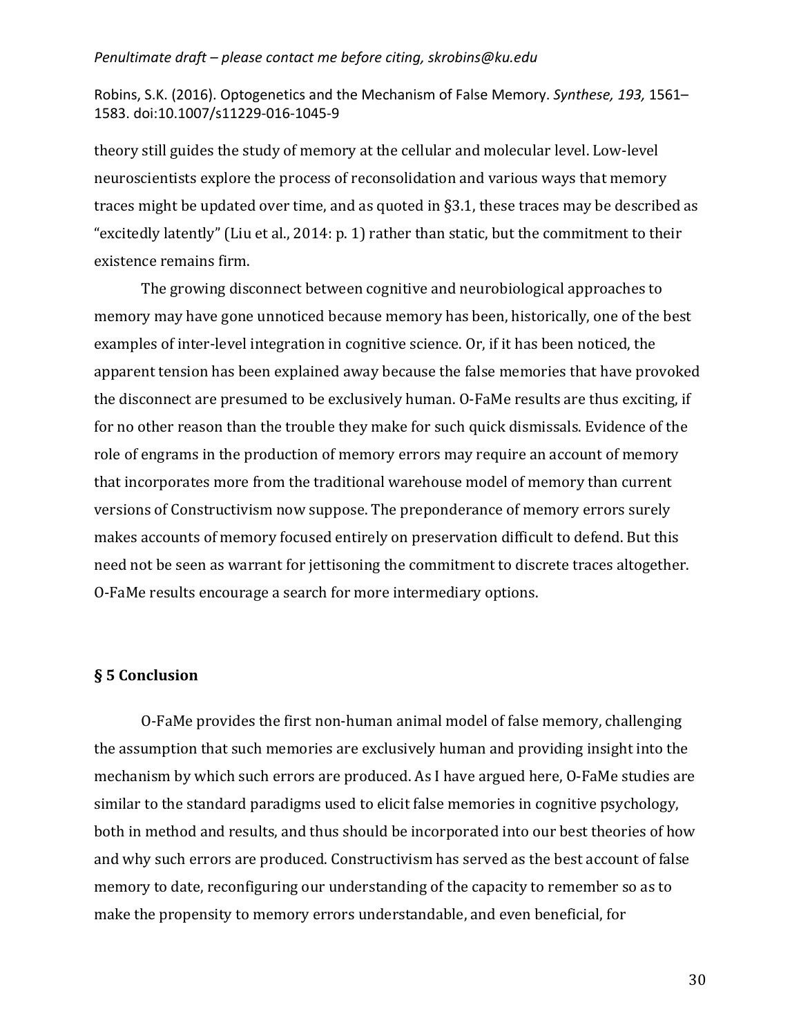theory still guides the study of memory at the cellular and molecular level. Low-level neuroscientists explore the process of reconsolidation and various ways that memory traces might be updated over time, and as quoted in §3.1, these traces may be described as "excitedly latently" (Liu et al., 2014: p. 1) rather than static, but the commitment to their existence remains firm.

The growing disconnect between cognitive and neurobiological approaches to memory may have gone unnoticed because memory has been, historically, one of the best examples of inter-level integration in cognitive science. Or, if it has been noticed, the apparent tension has been explained away because the false memories that have provoked the disconnect are presumed to be exclusively human. O-FaMe results are thus exciting, if for no other reason than the trouble they make for such quick dismissals. Evidence of the role of engrams in the production of memory errors may require an account of memory that incorporates more from the traditional warehouse model of memory than current versions of Constructivism now suppose. The preponderance of memory errors surely makes accounts of memory focused entirely on preservation difficult to defend. But this need not be seen as warrant for jettisoning the commitment to discrete traces altogether. O-FaMe results encourage a search for more intermediary options.

## § 5 Conclusion

O-FaMe provides the first non-human animal model of false memory, challenging the assumption that such memories are exclusively human and providing insight into the mechanism by which such errors are produced. As I have argued here, O-FaMe studies are similar to the standard paradigms used to elicit false memories in cognitive psychology, both in method and results, and thus should be incorporated into our best theories of how and why such errors are produced. Constructivism has served as the best account of false memory to date, reconfiguring our understanding of the capacity to remember so as to make the propensity to memory errors understandable, and even beneficial, for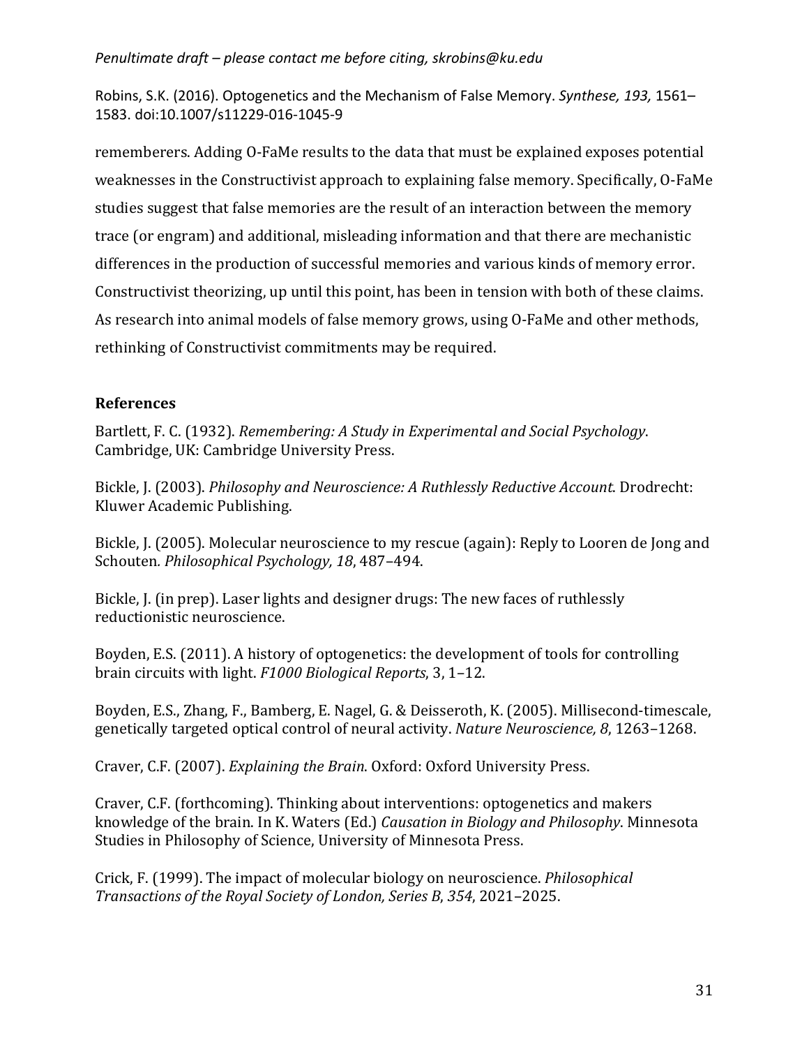rememberers. Adding O-FaMe results to the data that must be explained exposes potential weaknesses in the Constructivist approach to explaining false memory. Specifically, O-FaMe studies suggest that false memories are the result of an interaction between the memory trace (or engram) and additional, misleading information and that there are mechanistic differences in the production of successful memories and various kinds of memory error. Constructivist theorizing, up until this point, has been in tension with both of these claims. As research into animal models of false memory grows, using O-FaMe and other methods, rethinking of Constructivist commitments may be required.

## References

Bartlett, F. C. (1932). *Remembering: A Study in Experimental and Social Psychology*. Cambridge, UK: Cambridge University Press.

Bickle, J. (2003). *Philosophy and Neuroscience: A Ruthlessly Reductive Account*. Drodrecht: Kluwer Academic Publishing.

Bickle, J. (2005). Molecular neuroscience to my rescue (again): Reply to Looren de Jong and Schouten*. Philosophical Psychology, 18*, 487–494.

Bickle, J. (in prep). Laser lights and designer drugs: The new faces of ruthlessly reductionistic neuroscience.

Boyden, E.S. (2011). A history of optogenetics: the development of tools for controlling brain circuits with light. *F1000 Biological Reports*, 3, 1–12.

Boyden, E.S., Zhang, F., Bamberg, E. Nagel, G. & Deisseroth, K. (2005). Millisecond-timescale, genetically targeted optical control of neural activity. *Nature Neuroscience, 8*, 1263–1268.

Craver, C.F. (2007). *Explaining the Brain*. Oxford: Oxford University Press.

Craver, C.F. (forthcoming). Thinking about interventions: optogenetics and makers knowledge of the brain. In K. Waters (Ed.) *Causation in Biology and Philosophy*. Minnesota Studies in Philosophy of Science, University of Minnesota Press.

Crick, F. (1999). The impact of molecular biology on neuroscience. *Philosophical Transactions of the Royal Society of London, Series B*, *354*, 2021–2025.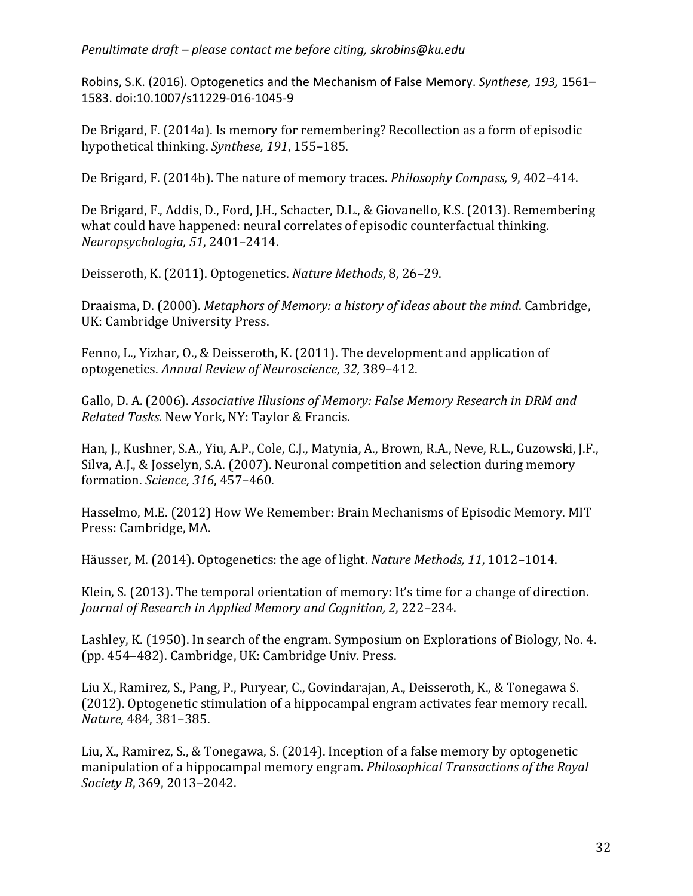Robins, S.K. (2016). Optogenetics and the Mechanism of False Memory. *Synthese, 193,* 1561–1583. doi:10.1007/s11229-016-1045-9

De Brigard, F. (2014a). Is memory for remembering? Recollection as a form of episodic hypothetical thinking. *Synthese, 191*, 155–185.

De Brigard, F. (2014b). The nature of memory traces. *Philosophy Compass, 9*, 402–414.

De Brigard, F., Addis, D., Ford, J.H., Schacter, D.L., & Giovanello, K.S. (2013). Remembering what could have happened: neural correlates of episodic counterfactual thinking. *Neuropsychologia, 51*, 2401–2414.

Deisseroth, K. (2011). Optogenetics. *Nature Methods*, 8, 26–29.

Draaisma, D. (2000). *Metaphors of Memory: a history of ideas about the mind*. Cambridge, UK: Cambridge University Press.

Fenno, L., Yizhar, O., & Deisseroth, K. (2011). The development and application of optogenetics. *Annual Review of Neuroscience, 32,* 389–412.

Gallo, D. A. (2006). *Associative Illusions of Memory: False Memory Research in DRM and Related Tasks*. New York, NY: Taylor & Francis.

Han, J., Kushner, S.A., Yiu, A.P., Cole, C.J., Matynia, A., Brown, R.A., Neve, R.L., Guzowski, J.F., Silva, A.J., & Josselyn, S.A. (2007). Neuronal competition and selection during memory formation. *Science, 316*, 457–460.

Hasselmo, M.E. (2012) How We Remember: Brain Mechanisms of Episodic Memory. MIT Press: Cambridge, MA.

Häusser, M. (2014). Optogenetics: the age of light. *Nature Methods, 11*, 1012–1014.

Klein, S. (2013). The temporal orientation of memory: It's time for a change of direction. *Journal of Research in Applied Memory and Cognition, 2*, 222–234.

Lashley, K. (1950). In search of the engram. Symposium on Explorations of Biology, No. 4. (pp. 454–482). Cambridge, UK: Cambridge Univ. Press.

Liu X., Ramirez, S., Pang, P., Puryear, C., Govindarajan, A., Deisseroth, K., & Tonegawa S. (2012). Optogenetic stimulation of a hippocampal engram activates fear memory recall. *Nature,* 484, 381–385.

Liu, X., Ramirez, S., & Tonegawa, S. (2014). Inception of a false memory by optogenetic manipulation of a hippocampal memory engram. *Philosophical Transactions of the Royal Society B*, 369, 2013–2042.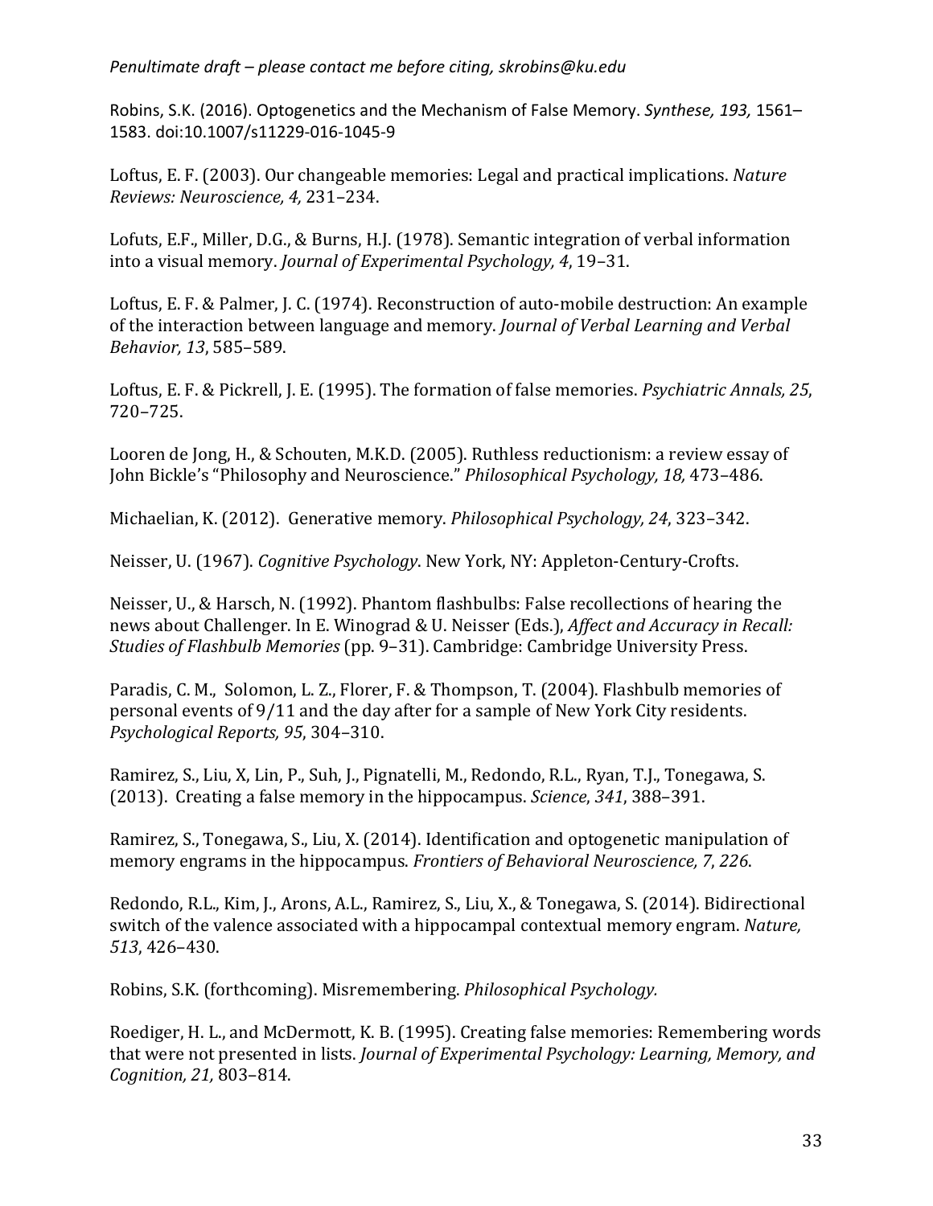Loftus, E. F. (2003). Our changeable memories: Legal and practical implications. *Nature Reviews: Neuroscience, 4,* 231–234.

Lofuts, E.F., Miller, D.G., & Burns, H.J. (1978). Semantic integration of verbal information into a visual memory. *Journal of Experimental Psychology, 4*, 19–31.

Loftus, E. F. & Palmer, J. C. (1974). Reconstruction of auto-mobile destruction: An example of the interaction between language and memory. *Journal of Verbal Learning and Verbal Behavior, 13*, 585–589.

Loftus, E. F. & Pickrell, J. E. (1995). The formation of false memories. *Psychiatric Annals, 25*, 720–725.

Looren de Jong, H., & Schouten, M.K.D. (2005). Ruthless reductionism: a review essay of John Bickle's "Philosophy and Neuroscience." *Philosophical Psychology, 18,* 473–486.

Michaelian, K. (2012). Generative memory. *Philosophical Psychology, 24*, 323–342.

Neisser, U. (1967). *Cognitive Psychology*. New York, NY: Appleton-Century-Crofts.

Neisser, U., & Harsch, N. (1992). Phantom flashbulbs: False recollections of hearing the news about Challenger. In E. Winograd & U. Neisser (Eds.), *Affect and Accuracy in Recall: Studies of Flashbulb Memories* (pp. 9–31). Cambridge: Cambridge University Press.

Paradis, C. M., Solomon, L. Z., Florer, F. & Thompson, T. (2004). Flashbulb memories of personal events of 9/11 and the day after for a sample of New York City residents. *Psychological Reports, 95*, 304–310.

Ramirez, S., Liu, X, Lin, P., Suh, J., Pignatelli, M., Redondo, R.L., Ryan, T.J., Tonegawa, S. (2013). Creating a false memory in the hippocampus. *Science*, *341*, 388–391.

Ramirez, S., Tonegawa, S., Liu, X. (2014). Identification and optogenetic manipulation of memory engrams in the hippocampus. *Frontiers of Behavioral Neuroscience, 7*, *226*.

Redondo, R.L., Kim, J., Arons, A.L., Ramirez, S., Liu, X., & Tonegawa, S. (2014). Bidirectional switch of the valence associated with a hippocampal contextual memory engram. *Nature, 513*, 426–430.

Robins, S.K. (forthcoming). Misremembering. *Philosophical Psychology.*

Roediger, H. L., and McDermott, K. B. (1995). Creating false memories: Remembering words that were not presented in lists. *Journal of Experimental Psychology: Learning, Memory, and Cognition, 21,* 803–814.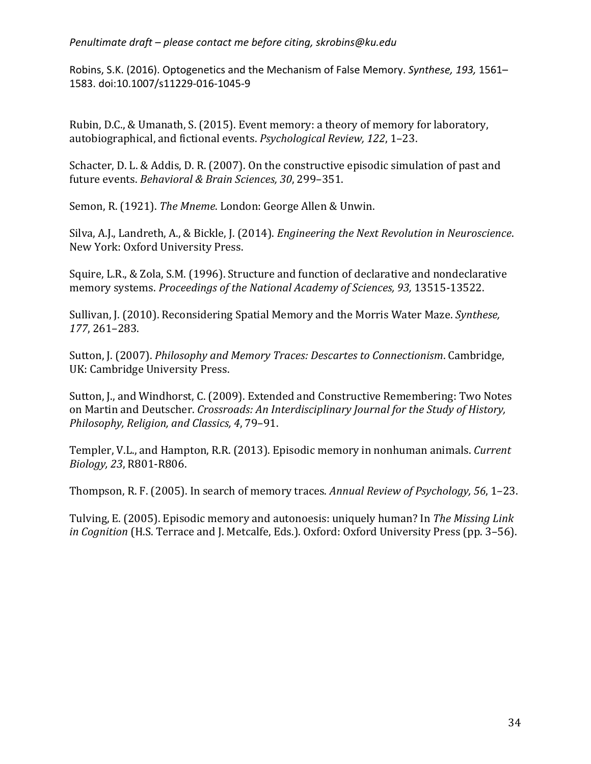Robins, S.K. (2016). Optogenetics and the Mechanism of False Memory. *Synthese, 193,* 1561–1583. doi:10.1007/s11229-016-1045-9

Rubin, D.C., & Umanath, S. (2015). Event memory: a theory of memory for laboratory, autobiographical, and fictional events. *Psychological Review, 122*, 1–23.

Schacter, D. L. & Addis, D. R. (2007). On the constructive episodic simulation of past and future events. *Behavioral & Brain Sciences, 30*, 299–351.

Semon, R. (1921). *The Mneme*. London: George Allen & Unwin.

Silva, A.J., Landreth, A., & Bickle, J. (2014). *Engineering the Next Revolution in Neuroscience*. New York: Oxford University Press.

Squire, L.R., & Zola, S.M. (1996). Structure and function of declarative and nondeclarative memory systems. *Proceedings of the National Academy of Sciences, 93,* 13515-13522.

Sullivan, J. (2010). Reconsidering Spatial Memory and the Morris Water Maze. *Synthese, 177*, 261–283.

Sutton, J. (2007). *Philosophy and Memory Traces: Descartes to Connectionism*. Cambridge, UK: Cambridge University Press.

Sutton, J., and Windhorst, C. (2009). Extended and Constructive Remembering: Two Notes on Martin and Deutscher. *Crossroads: An Interdisciplinary Journal for the Study of History, Philosophy, Religion, and Classics, 4*, 79–91.

Templer, V.L., and Hampton, R.R. (2013). Episodic memory in nonhuman animals. *Current Biology, 23*, R801-R806.

Thompson, R. F. (2005). In search of memory traces. *Annual Review of Psychology, 56*, 1–23.

Tulving, E. (2005). Episodic memory and autonoesis: uniquely human? In *The Missing Link in Cognition* (H.S. Terrace and J. Metcalfe, Eds.). Oxford: Oxford University Press (pp. 3–56).